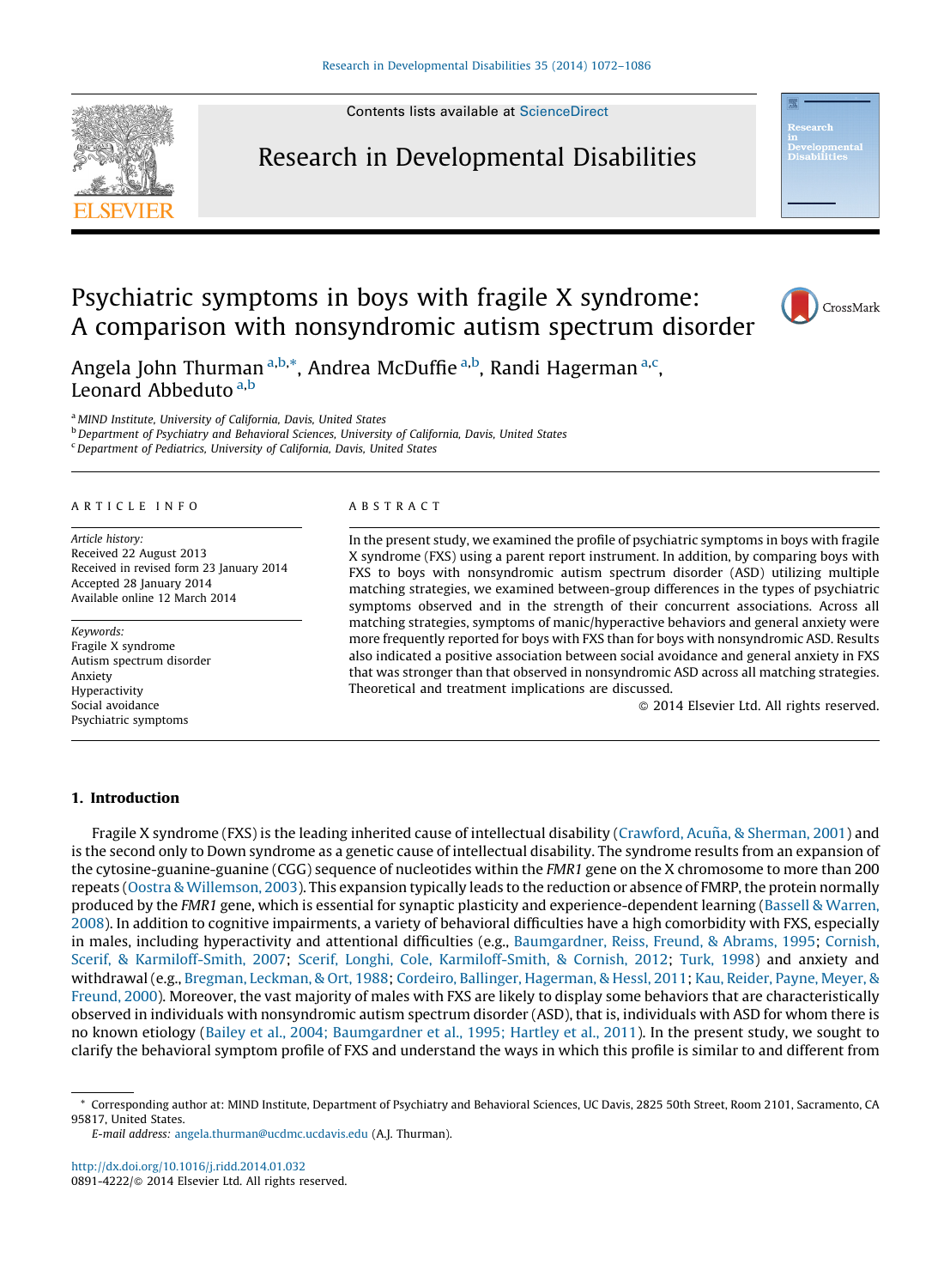# Psychiatric symptoms in boys with fragile X syndrome: A comparison with nonsyndromic autism spectrum disorder

Angela John Thurman [a,b,*], Andrea McDuffie [a,b], Randi Hagerman [a,c], Leonard Abbeduto [a,b]

[a] MIND Institute, University of California, Davis, United States
[b] Department of Psychiatry and Behavioral Sciences, University of California, Davis, United States
[c] Department of Pediatrics, University of California, Davis, United States

**ARTICLE INFO**

*Article history:*
Received 22 August 2013
Received in revised form 23 January 2014
Accepted 28 January 2014
Available online 12 March 2014

*Keywords:*
Fragile X syndrome
Autism spectrum disorder
Anxiety
Hyperactivity
Social avoidance
Psychiatric symptoms

**ABSTRACT**

In the present study, we examined the profile of psychiatric symptoms in boys with fragile X syndrome (FXS) using a parent report instrument. In addition, by comparing boys with FXS to boys with nonsyndromic autism spectrum disorder (ASD) utilizing multiple matching strategies, we examined between-group differences in the types of psychiatric symptoms observed and in the strength of their concurrent associations. Across all matching strategies, symptoms of manic/hyperactive behaviors and general anxiety were more frequently reported for boys with FXS than for boys with nonsyndromic ASD. Results also indicated a positive association between social avoidance and general anxiety in FXS that was stronger than that observed in nonsyndromic ASD across all matching strategies. Theoretical and treatment implications are discussed.

© 2014 Elsevier Ltd. All rights reserved.

## 1. Introduction

Fragile X syndrome (FXS) is the leading inherited cause of intellectual disability (Crawford, Acuña, & Sherman, 2001) and is the second only to Down syndrome as a genetic cause of intellectual disability. The syndrome results from an expansion of the cytosine-guanine-guanine (CGG) sequence of nucleotides within the *FMR1* gene on the X chromosome to more than 200 repeats (Oostra & Willemson, 2003). This expansion typically leads to the reduction or absence of FMRP, the protein normally produced by the *FMR1* gene, which is essential for synaptic plasticity and experience-dependent learning (Bassell & Warren, 2008). In addition to cognitive impairments, a variety of behavioral difficulties have a high comorbidity with FXS, especially in males, including hyperactivity and attentional difficulties (e.g., Baumgardner, Reiss, Freund, & Abrams, 1995; Cornish, Scerif, & Karmiloff-Smith, 2007; Scerif, Longhi, Cole, Karmiloff-Smith, & Cornish, 2012; Turk, 1998) and anxiety and withdrawal (e.g., Bregman, Leckman, & Ort, 1988; Cordeiro, Ballinger, Hagerman, & Hessl, 2011; Kau, Reider, Payne, Meyer, & Freund, 2000). Moreover, the vast majority of males with FXS are likely to display some behaviors that are characteristically observed in individuals with nonsyndromic autism spectrum disorder (ASD), that is, individuals with ASD for whom there is no known etiology (Bailey et al., 2004; Baumgardner et al., 1995; Hartley et al., 2011). In the present study, we sought to clarify the behavioral symptom profile of FXS and understand the ways in which this profile is similar to and different from

---

* Corresponding author at: MIND Institute, Department of Psychiatry and Behavioral Sciences, UC Davis, 2825 50th Street, Room 2101, Sacramento, CA 95817, United States.
*E-mail address:* angela.thurman@ucdmc.ucdavis.edu (A.J. Thurman).

http://dx.doi.org/10.1016/j.ridd.2014.01.032
0891-4222/© 2014 Elsevier Ltd. All rights reserved.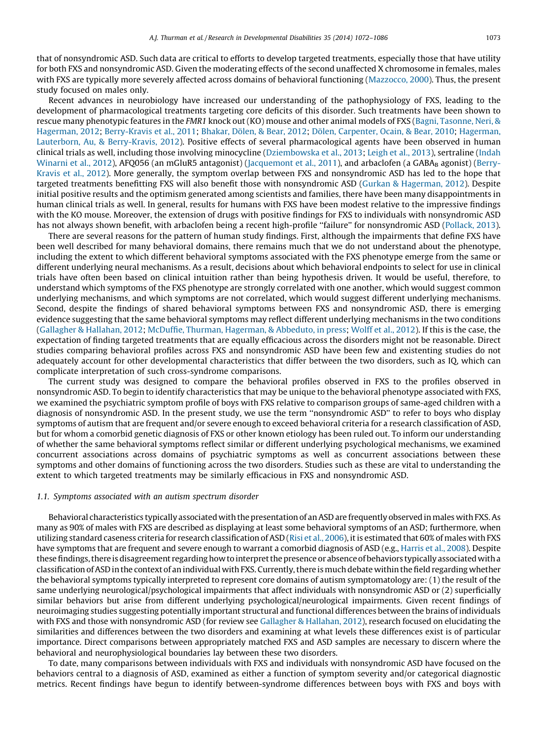that of nonsyndromic ASD. Such data are critical to efforts to develop targeted treatments, especially those that have utility for both FXS and nonsyndromic ASD. Given the moderating effects of the second unaffected X chromosome in females, males with FXS are typically more severely affected across domains of behavioral functioning (Mazzocco, 2000). Thus, the present study focused on males only.

Recent advances in neurobiology have increased our understanding of the pathophysiology of FXS, leading to the development of pharmacological treatments targeting core deficits of this disorder. Such treatments have been shown to rescue many phenotypic features in the *FMR1* knock out (KO) mouse and other animal models of FXS (Bagni, Tasonne, Neri, & Hagerman, 2012; Berry-Kravis et al., 2011; Bhakar, Dölen, & Bear, 2012; Dölen, Carpenter, Ocain, & Bear, 2010; Hagerman, Lauterborn, Au, & Berry-Kravis, 2012). Positive effects of several pharmacological agents have been observed in human clinical trials as well, including those involving minocycline (Dziembowska et al., 2013; Leigh et al., 2013), sertraline (Indah Winarni et al., 2012), AFQ056 (an mGluR5 antagonist) (Jacquemont et al., 2011), and arbaclofen (a $GABA_B$ agonist) (Berry-Kravis et al., 2012). More generally, the symptom overlap between FXS and nonsyndromic ASD has led to the hope that targeted treatments benefitting FXS will also benefit those with nonsyndromic ASD (Gurkan & Hagerman, 2012). Despite initial positive results and the optimism generated among scientists and families, there have been many disappointments in human clinical trials as well. In general, results for humans with FXS have been modest relative to the impressive findings with the KO mouse. Moreover, the extension of drugs with positive findings for FXS to individuals with nonsyndromic ASD has not always shown benefit, with arbaclofen being a recent high-profile ''failure'' for nonsyndromic ASD (Pollack, 2013).

There are several reasons for the pattern of human study findings. First, although the impairments that define FXS have been well described for many behavioral domains, there remains much that we do not understand about the phenotype, including the extent to which different behavioral symptoms associated with the FXS phenotype emerge from the same or different underlying neural mechanisms. As a result, decisions about which behavioral endpoints to select for use in clinical trials have often been based on clinical intuition rather than being hypothesis driven. It would be useful, therefore, to understand which symptoms of the FXS phenotype are strongly correlated with one another, which would suggest common underlying mechanisms, and which symptoms are not correlated, which would suggest different underlying mechanisms. Second, despite the findings of shared behavioral symptoms between FXS and nonsyndromic ASD, there is emerging evidence suggesting that the same behavioral symptoms may reflect different underlying mechanisms in the two conditions (Gallagher & Hallahan, 2012; McDuffie, Thurman, Hagerman, & Abbeduto, in press; Wolff et al., 2012). If this is the case, the expectation of finding targeted treatments that are equally efficacious across the disorders might not be reasonable. Direct studies comparing behavioral profiles across FXS and nonsyndromic ASD have been few and existenting studies do not adequately account for other developmental characteristics that differ between the two disorders, such as IQ, which can complicate interpretation of such cross-syndrome comparisons.

The current study was designed to compare the behavioral profiles observed in FXS to the profiles observed in nonsyndromic ASD. To begin to identify characteristics that may be unique to the behavioral phenotype associated with FXS, we examined the psychiatric symptom profile of boys with FXS relative to comparison groups of same-aged children with a diagnosis of nonsyndromic ASD. In the present study, we use the term ''nonsyndromic ASD'' to refer to boys who display symptoms of autism that are frequent and/or severe enough to exceed behavioral criteria for a research classification of ASD, but for whom a comorbid genetic diagnosis of FXS or other known etiology has been ruled out. To inform our understanding of whether the same behavioral symptoms reflect similar or different underlying psychological mechanisms, we examined concurrent associations across domains of psychiatric symptoms as well as concurrent associations between these symptoms and other domains of functioning across the two disorders. Studies such as these are vital to understanding the extent to which targeted treatments may be similarly efficacious in FXS and nonsyndromic ASD.

### 1.1. Symptoms associated with an autism spectrum disorder

Behavioral characteristics typically associated with the presentation of an ASD are frequently observed in males with FXS. As many as 90% of males with FXS are described as displaying at least some behavioral symptoms of an ASD; furthermore, when utilizing standard caseness criteria for research classification of ASD (Risi et al., 2006), it is estimated that 60% of males with FXS have symptoms that are frequent and severe enough to warrant a comorbid diagnosis of ASD (e.g., Harris et al., 2008). Despite these findings, there is disagreement regarding how to interpret the presence or absence of behaviors typically associated with a classification of ASD in the context of an individual with FXS. Currently, there is much debate within the field regarding whether the behavioral symptoms typically interpreted to represent core domains of autism symptomatology are: (1) the result of the same underlying neurological/psychological impairments that affect individuals with nonsyndromic ASD or (2) superficially similar behaviors but arise from different underlying psychological/neurological impairments. Given recent findings of neuroimaging studies suggesting potentially important structural and functional differences between the brains of individuals with FXS and those with nonsyndromic ASD (for review see Gallagher & Hallahan, 2012), research focused on elucidating the similarities and differences between the two disorders and examining at what levels these differences exist is of particular importance. Direct comparisons between appropriately matched FXS and ASD samples are necessary to discern where the behavioral and neurophysiological boundaries lay between these two disorders.

To date, many comparisons between individuals with FXS and individuals with nonsyndromic ASD have focused on the behaviors central to a diagnosis of ASD, examined as either a function of symptom severity and/or categorical diagnostic metrics. Recent findings have begun to identify between-syndrome differences between boys with FXS and boys with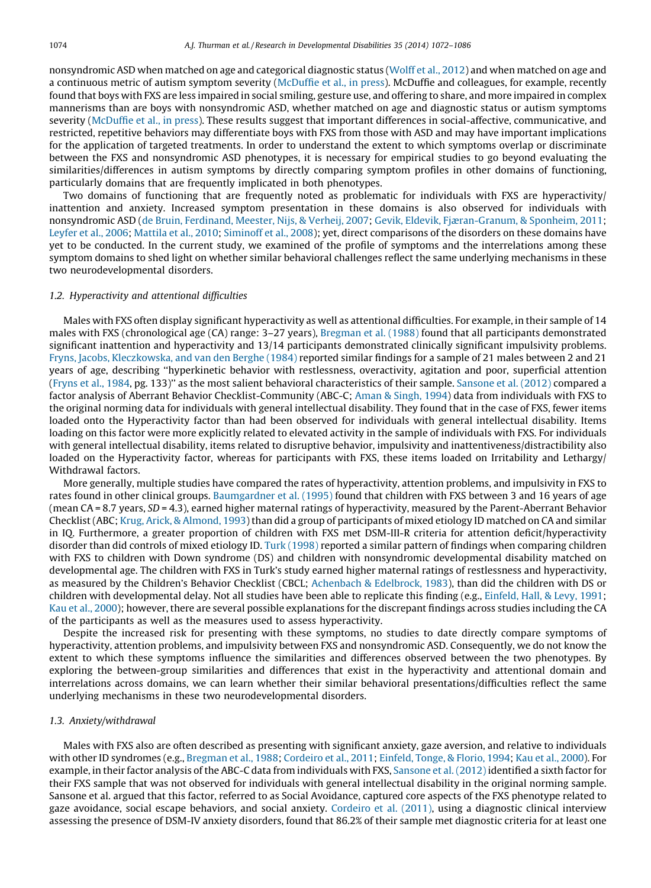nonsyndromic ASD when matched on age and categorical diagnostic status (Wolff et al., 2012) and when matched on age and a continuous metric of autism symptom severity (McDuffie et al., in press). McDuffie and colleagues, for example, recently found that boys with FXS are less impaired in social smiling, gesture use, and offering to share, and more impaired in complex mannerisms than are boys with nonsyndromic ASD, whether matched on age and diagnostic status or autism symptoms severity (McDuffie et al., in press). These results suggest that important differences in social-affective, communicative, and restricted, repetitive behaviors may differentiate boys with FXS from those with ASD and may have important implications for the application of targeted treatments. In order to understand the extent to which symptoms overlap or discriminate between the FXS and nonsyndromic ASD phenotypes, it is necessary for empirical studies to go beyond evaluating the similarities/differences in autism symptoms by directly comparing symptom profiles in other domains of functioning, particularly domains that are frequently implicated in both phenotypes.

Two domains of functioning that are frequently noted as problematic for individuals with FXS are hyperactivity/inattention and anxiety. Increased symptom presentation in these domains is also observed for individuals with nonsyndromic ASD (de Bruin, Ferdinand, Meester, Nijs, & Verheij, 2007; Gevik, Eldevik, Fjæran-Granum, & Sponheim, 2011; Leyfer et al., 2006; Mattila et al., 2010; Siminoff et al., 2008); yet, direct comparisons of the disorders on these domains have yet to be conducted. In the current study, we examined of the profile of symptoms and the interrelations among these symptom domains to shed light on whether similar behavioral challenges reflect the same underlying mechanisms in these two neurodevelopmental disorders.

### 1.2. Hyperactivity and attentional difficulties

Males with FXS often display significant hyperactivity as well as attentional difficulties. For example, in their sample of 14 males with FXS (chronological age (CA) range: 3–27 years), Bregman et al. (1988) found that all participants demonstrated significant inattention and hyperactivity and 13/14 participants demonstrated clinically significant impulsivity problems. Fryns, Jacobs, Kleczkowska, and van den Berghe (1984) reported similar findings for a sample of 21 males between 2 and 21 years of age, describing "hyperkinetic behavior with restlessness, overactivity, agitation and poor, superficial attention (Fryns et al., 1984, pg. 133)" as the most salient behavioral characteristics of their sample. Sansone et al. (2012) compared a factor analysis of Aberrant Behavior Checklist-Community (ABC-C; Aman & Singh, 1994) data from individuals with FXS to the original norming data for individuals with general intellectual disability. They found that in the case of FXS, fewer items loaded onto the Hyperactivity factor than had been observed for individuals with general intellectual disability. Items loading on this factor were more explicitly related to elevated activity in the sample of individuals with FXS. For individuals with general intellectual disability, items related to disruptive behavior, impulsivity and inattentiveness/distractibility also loaded on the Hyperactivity factor, whereas for participants with FXS, these items loaded on Irritability and Lethargy/Withdrawal factors.

More generally, multiple studies have compared the rates of hyperactivity, attention problems, and impulsivity in FXS to rates found in other clinical groups. Baumgardner et al. (1995) found that children with FXS between 3 and 16 years of age (mean CA = 8.7 years, *SD* = 4.3), earned higher maternal ratings of hyperactivity, measured by the Parent-Aberrant Behavior Checklist (ABC; Krug, Arick, & Almond, 1993) than did a group of participants of mixed etiology ID matched on CA and similar in IQ. Furthermore, a greater proportion of children with FXS met DSM-III-R criteria for attention deficit/hyperactivity disorder than did controls of mixed etiology ID. Turk (1998) reported a similar pattern of findings when comparing children with FXS to children with Down syndrome (DS) and children with nonsyndromic developmental disability matched on developmental age. The children with FXS in Turk's study earned higher maternal ratings of restlessness and hyperactivity, as measured by the Children's Behavior Checklist (CBCL; Achenbach & Edelbrock, 1983), than did the children with DS or children with developmental delay. Not all studies have been able to replicate this finding (e.g., Einfeld, Hall, & Levy, 1991; Kau et al., 2000); however, there are several possible explanations for the discrepant findings across studies including the CA of the participants as well as the measures used to assess hyperactivity.

Despite the increased risk for presenting with these symptoms, no studies to date directly compare symptoms of hyperactivity, attention problems, and impulsivity between FXS and nonsyndromic ASD. Consequently, we do not know the extent to which these symptoms influence the similarities and differences observed between the two phenotypes. By exploring the between-group similarities and differences that exist in the hyperactivity and attentional domain and interrelations across domains, we can learn whether their similar behavioral presentations/difficulties reflect the same underlying mechanisms in these two neurodevelopmental disorders.

### 1.3. Anxiety/withdrawal

Males with FXS also are often described as presenting with significant anxiety, gaze aversion, and relative to individuals with other ID syndromes (e.g., Bregman et al., 1988; Cordeiro et al., 2011; Einfeld, Tonge, & Florio, 1994; Kau et al., 2000). For example, in their factor analysis of the ABC-C data from individuals with FXS, Sansone et al. (2012) identified a sixth factor for their FXS sample that was not observed for individuals with general intellectual disability in the original norming sample. Sansone et al. argued that this factor, referred to as Social Avoidance, captured core aspects of the FXS phenotype related to gaze avoidance, social escape behaviors, and social anxiety. Cordeiro et al. (2011), using a diagnostic clinical interview assessing the presence of DSM-IV anxiety disorders, found that 86.2% of their sample met diagnostic criteria for at least one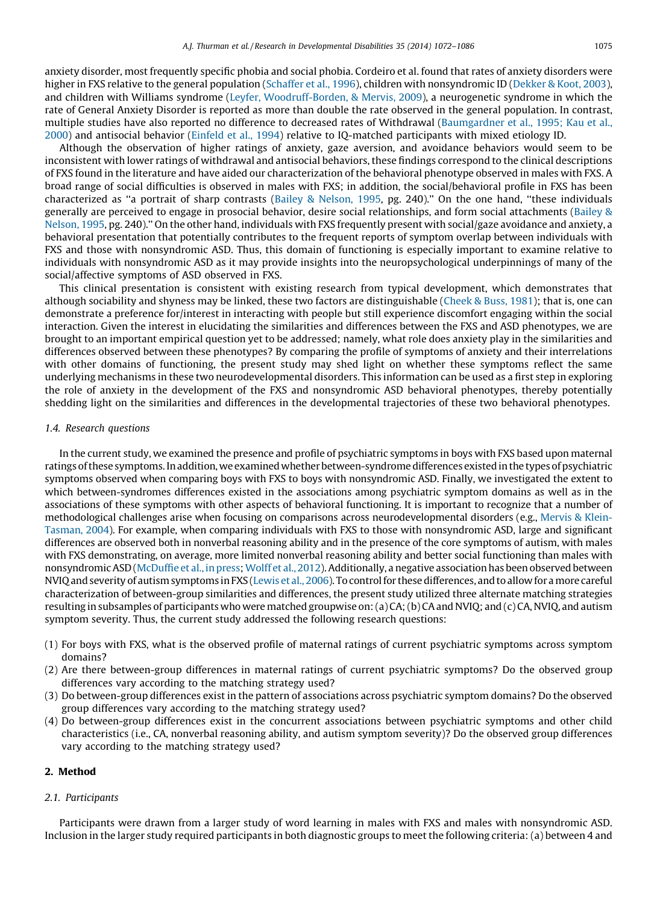anxiety disorder, most frequently specific phobia and social phobia. Cordeiro et al. found that rates of anxiety disorders were higher in FXS relative to the general population (Schaffer et al., 1996), children with nonsyndromic ID (Dekker & Koot, 2003), and children with Williams syndrome (Leyfer, Woodruff-Borden, & Mervis, 2009), a neurogenetic syndrome in which the rate of General Anxiety Disorder is reported as more than double the rate observed in the general population. In contrast, multiple studies have also reported no difference to decreased rates of Withdrawal (Baumgardner et al., 1995; Kau et al., 2000) and antisocial behavior (Einfeld et al., 1994) relative to IQ-matched participants with mixed etiology ID.

Although the observation of higher ratings of anxiety, gaze aversion, and avoidance behaviors would seem to be inconsistent with lower ratings of withdrawal and antisocial behaviors, these findings correspond to the clinical descriptions of FXS found in the literature and have aided our characterization of the behavioral phenotype observed in males with FXS. A broad range of social difficulties is observed in males with FXS; in addition, the social/behavioral profile in FXS has been characterized as ''a portrait of sharp contrasts (Bailey & Nelson, 1995, pg. 240).'' On the one hand, ''these individuals generally are perceived to engage in prosocial behavior, desire social relationships, and form social attachments (Bailey & Nelson, 1995, pg. 240).'' On the other hand, individuals with FXS frequently present with social/gaze avoidance and anxiety, a behavioral presentation that potentially contributes to the frequent reports of symptom overlap between individuals with FXS and those with nonsyndromic ASD. Thus, this domain of functioning is especially important to examine relative to individuals with nonsyndromic ASD as it may provide insights into the neuropsychological underpinnings of many of the social/affective symptoms of ASD observed in FXS.

This clinical presentation is consistent with existing research from typical development, which demonstrates that although sociability and shyness may be linked, these two factors are distinguishable (Cheek & Buss, 1981); that is, one can demonstrate a preference for/interest in interacting with people but still experience discomfort engaging within the social interaction. Given the interest in elucidating the similarities and differences between the FXS and ASD phenotypes, we are brought to an important empirical question yet to be addressed; namely, what role does anxiety play in the similarities and differences observed between these phenotypes? By comparing the profile of symptoms of anxiety and their interrelations with other domains of functioning, the present study may shed light on whether these symptoms reflect the same underlying mechanisms in these two neurodevelopmental disorders. This information can be used as a first step in exploring the role of anxiety in the development of the FXS and nonsyndromic ASD behavioral phenotypes, thereby potentially shedding light on the similarities and differences in the developmental trajectories of these two behavioral phenotypes.

### 1.4. Research questions

In the current study, we examined the presence and profile of psychiatric symptoms in boys with FXS based upon maternal ratings of these symptoms. In addition, we examined whether between-syndrome differences existed in the types of psychiatric symptoms observed when comparing boys with FXS to boys with nonsyndromic ASD. Finally, we investigated the extent to which between-syndromes differences existed in the associations among psychiatric symptom domains as well as in the associations of these symptoms with other aspects of behavioral functioning. It is important to recognize that a number of methodological challenges arise when focusing on comparisons across neurodevelopmental disorders (e.g., Mervis & Klein-Tasman, 2004). For example, when comparing individuals with FXS to those with nonsyndromic ASD, large and significant differences are observed both in nonverbal reasoning ability and in the presence of the core symptoms of autism, with males with FXS demonstrating, on average, more limited nonverbal reasoning ability and better social functioning than males with nonsyndromic ASD (McDuffie et al., in press; Wolff et al., 2012). Additionally, a negative association has been observed between NVIQ and severity of autism symptoms in FXS (Lewis et al., 2006). To control for these differences, and to allow for a more careful characterization of between-group similarities and differences, the present study utilized three alternate matching strategies resulting in subsamples of participants who were matched groupwise on: (a) CA; (b) CA and NVIQ; and (c) CA, NVIQ, and autism symptom severity. Thus, the current study addressed the following research questions:

(1) For boys with FXS, what is the observed profile of maternal ratings of current psychiatric symptoms across symptom domains?
(2) Are there between-group differences in maternal ratings of current psychiatric symptoms? Do the observed group differences vary according to the matching strategy used?
(3) Do between-group differences exist in the pattern of associations across psychiatric symptom domains? Do the observed group differences vary according to the matching strategy used?
(4) Do between-group differences exist in the concurrent associations between psychiatric symptoms and other child characteristics (i.e., CA, nonverbal reasoning ability, and autism symptom severity)? Do the observed group differences vary according to the matching strategy used?

## 2. Method

### 2.1. Participants

Participants were drawn from a larger study of word learning in males with FXS and males with nonsyndromic ASD. Inclusion in the larger study required participants in both diagnostic groups to meet the following criteria: (a) between 4 and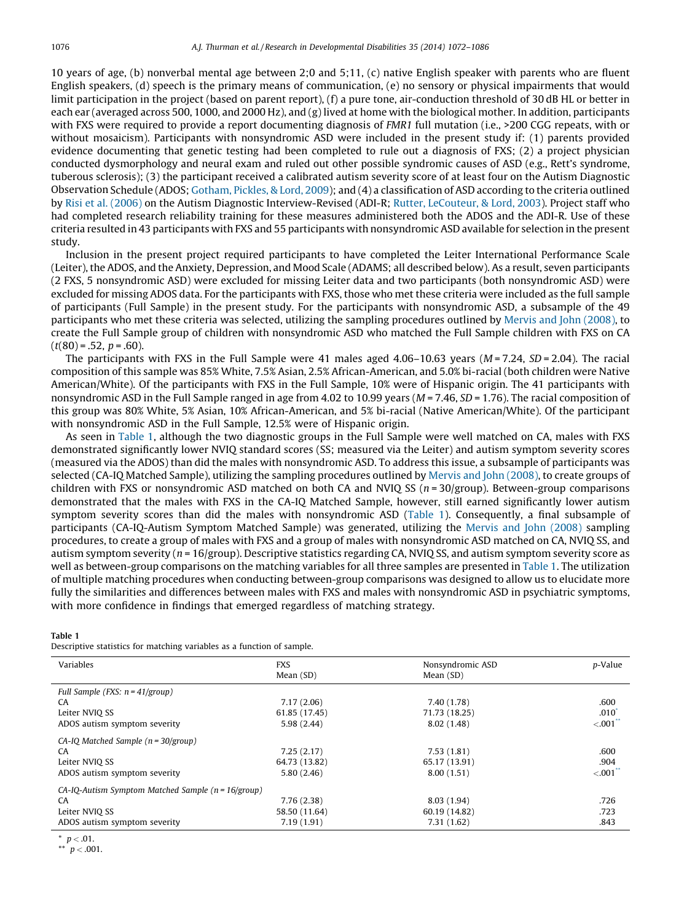10 years of age, (b) nonverbal mental age between 2;0 and 5;11, (c) native English speaker with parents who are fluent English speakers, (d) speech is the primary means of communication, (e) no sensory or physical impairments that would limit participation in the project (based on parent report), (f) a pure tone, air-conduction threshold of 30 dB HL or better in each ear (averaged across 500, 1000, and 2000 Hz), and (g) lived at home with the biological mother. In addition, participants with FXS were required to provide a report documenting diagnosis of *FMR1* full mutation (i.e., >200 CGG repeats, with or without mosaicism). Participants with nonsyndromic ASD were included in the present study if: (1) parents provided evidence documenting that genetic testing had been completed to rule out a diagnosis of FXS; (2) a project physician conducted dysmorphology and neural exam and ruled out other possible syndromic causes of ASD (e.g., Rett's syndrome, tuberous sclerosis); (3) the participant received a calibrated autism severity score of at least four on the Autism Diagnostic Observation Schedule (ADOS; Gotham, Pickles, & Lord, 2009); and (4) a classification of ASD according to the criteria outlined by Risi et al. (2006) on the Autism Diagnostic Interview-Revised (ADI-R; Rutter, LeCouteur, & Lord, 2003). Project staff who had completed research reliability training for these measures administered both the ADOS and the ADI-R. Use of these criteria resulted in 43 participants with FXS and 55 participants with nonsyndromic ASD available for selection in the present study.

Inclusion in the present project required participants to have completed the Leiter International Performance Scale (Leiter), the ADOS, and the Anxiety, Depression, and Mood Scale (ADAMS; all described below). As a result, seven participants (2 FXS, 5 nonsyndromic ASD) were excluded for missing Leiter data and two participants (both nonsyndromic ASD) were excluded for missing ADOS data. For the participants with FXS, those who met these criteria were included as the full sample of participants (Full Sample) in the present study. For the participants with nonsyndromic ASD, a subsample of the 49 participants who met these criteria was selected, utilizing the sampling procedures outlined by Mervis and John (2008), to create the Full Sample group of children with nonsyndromic ASD who matched the Full Sample children with FXS on CA ($t(80) = .52$, $p = .60$).

The participants with FXS in the Full Sample were 41 males aged 4.06–10.63 years ($M = 7.24$, $SD = 2.04$). The racial composition of this sample was 85% White, 7.5% Asian, 2.5% African-American, and 5.0% bi-racial (both children were Native American/White). Of the participants with FXS in the Full Sample, 10% were of Hispanic origin. The 41 participants with nonsyndromic ASD in the Full Sample ranged in age from 4.02 to 10.99 years ($M = 7.46$, $SD = 1.76$). The racial composition of this group was 80% White, 5% Asian, 10% African-American, and 5% bi-racial (Native American/White). Of the participant with nonsyndromic ASD in the Full Sample, 12.5% were of Hispanic origin.

As seen in Table 1, although the two diagnostic groups in the Full Sample were well matched on CA, males with FXS demonstrated significantly lower NVIQ standard scores (SS; measured via the Leiter) and autism symptom severity scores (measured via the ADOS) than did the males with nonsyndromic ASD. To address this issue, a subsample of participants was selected (CA-IQ Matched Sample), utilizing the sampling procedures outlined by Mervis and John (2008), to create groups of children with FXS or nonsyndromic ASD matched on both CA and NVIQ SS ($n = 30$/group). Between-group comparisons demonstrated that the males with FXS in the CA-IQ Matched Sample, however, still earned significantly lower autism symptom severity scores than did the males with nonsyndromic ASD (Table 1). Consequently, a final subsample of participants (CA-IQ-Autism Symptom Matched Sample) was generated, utilizing the Mervis and John (2008) sampling procedures, to create a group of males with FXS and a group of males with nonsyndromic ASD matched on CA, NVIQ SS, and autism symptom severity ($n = 16$/group). Descriptive statistics regarding CA, NVIQ SS, and autism symptom severity score as well as between-group comparisons on the matching variables for all three samples are presented in Table 1. The utilization of multiple matching procedures when conducting between-group comparisons was designed to allow us to elucidate more fully the similarities and differences between males with FXS and males with nonsyndromic ASD in psychiatric symptoms, with more confidence in findings that emerged regardless of matching strategy.

**Table 1**
Descriptive statistics for matching variables as a function of sample.

| Variables | FXS Mean (SD) | Nonsyndromic ASD Mean (SD) | *p*-Value |
|---|---|---|---|
| *Full Sample (FXS: n = 41/group)* | | | |
| CA | 7.17 (2.06) | 7.40 (1.78) | .600 |
| Leiter NVIQ SS | 61.85 (17.45) | 71.73 (18.25) | .010* |
| ADOS autism symptom severity | 5.98 (2.44) | 8.02 (1.48) | <.001** |
| *CA-IQ Matched Sample (n = 30/group)* | | | |
| CA | 7.25 (2.17) | 7.53 (1.81) | .600 |
| Leiter NVIQ SS | 64.73 (13.82) | 65.17 (13.91) | .904 |
| ADOS autism symptom severity | 5.80 (2.46) | 8.00 (1.51) | <.001** |
| *CA-IQ-Autism Symptom Matched Sample (n = 16/group)* | | | |
| CA | 7.76 (2.38) | 8.03 (1.94) | .726 |
| Leiter NVIQ SS | 58.50 (11.64) | 60.19 (14.82) | .723 |
| ADOS autism symptom severity | 7.19 (1.91) | 7.31 (1.62) | .843 |

\* $p < .01$.
\*\* $p < .001$.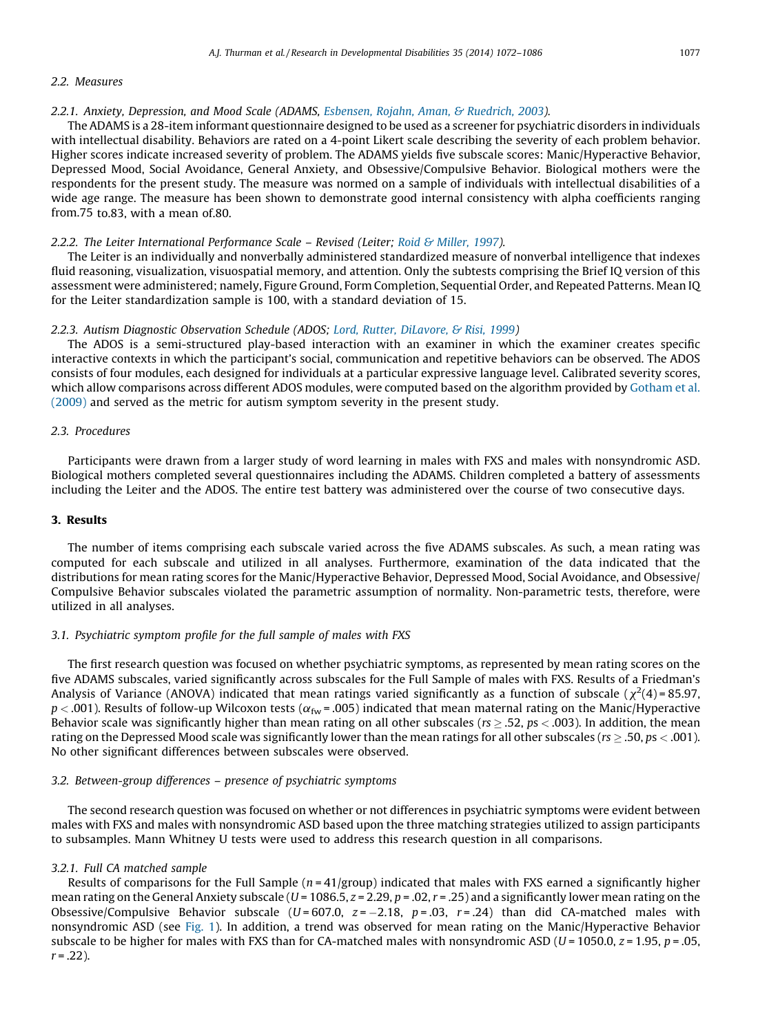## 2.2. Measures

### 2.2.1. Anxiety, Depression, and Mood Scale (ADAMS, Esbensen, Rojahn, Aman, & Ruedrich, 2003).

The ADAMS is a 28-item informant questionnaire designed to be used as a screener for psychiatric disorders in individuals with intellectual disability. Behaviors are rated on a 4-point Likert scale describing the severity of each problem behavior. Higher scores indicate increased severity of problem. The ADAMS yields five subscale scores: Manic/Hyperactive Behavior, Depressed Mood, Social Avoidance, General Anxiety, and Obsessive/Compulsive Behavior. Biological mothers were the respondents for the present study. The measure was normed on a sample of individuals with intellectual disabilities of a wide age range. The measure has been shown to demonstrate good internal consistency with alpha coefficients ranging from.75 to.83, with a mean of.80.

### 2.2.2. The Leiter International Performance Scale – Revised (Leiter; Roid & Miller, 1997).

The Leiter is an individually and nonverbally administered standardized measure of nonverbal intelligence that indexes fluid reasoning, visualization, visuospatial memory, and attention. Only the subtests comprising the Brief IQ version of this assessment were administered; namely, Figure Ground, Form Completion, Sequential Order, and Repeated Patterns. Mean IQ for the Leiter standardization sample is 100, with a standard deviation of 15.

### 2.2.3. Autism Diagnostic Observation Schedule (ADOS; Lord, Rutter, DiLavore, & Risi, 1999)

The ADOS is a semi-structured play-based interaction with an examiner in which the examiner creates specific interactive contexts in which the participant's social, communication and repetitive behaviors can be observed. The ADOS consists of four modules, each designed for individuals at a particular expressive language level. Calibrated severity scores, which allow comparisons across different ADOS modules, were computed based on the algorithm provided by Gotham et al. (2009) and served as the metric for autism symptom severity in the present study.

## 2.3. Procedures

Participants were drawn from a larger study of word learning in males with FXS and males with nonsyndromic ASD. Biological mothers completed several questionnaires including the ADAMS. Children completed a battery of assessments including the Leiter and the ADOS. The entire test battery was administered over the course of two consecutive days.

# 3. Results

The number of items comprising each subscale varied across the five ADAMS subscales. As such, a mean rating was computed for each subscale and utilized in all analyses. Furthermore, examination of the data indicated that the distributions for mean rating scores for the Manic/Hyperactive Behavior, Depressed Mood, Social Avoidance, and Obsessive/Compulsive Behavior subscales violated the parametric assumption of normality. Non-parametric tests, therefore, were utilized in all analyses.

## 3.1. Psychiatric symptom profile for the full sample of males with FXS

The first research question was focused on whether psychiatric symptoms, as represented by mean rating scores on the five ADAMS subscales, varied significantly across subscales for the Full Sample of males with FXS. Results of a Friedman's Analysis of Variance (ANOVA) indicated that mean ratings varied significantly as a function of subscale ($\chi^2(4) = 85.97$, $p < .001$). Results of follow-up Wilcoxon tests ($\alpha_{fw} = .005$) indicated that mean maternal rating on the Manic/Hyperactive Behavior scale was significantly higher than mean rating on all other subscales ($rs \geq .52$, $ps < .003$). In addition, the mean rating on the Depressed Mood scale was significantly lower than the mean ratings for all other subscales ($rs \geq .50$, $ps < .001$). No other significant differences between subscales were observed.

## 3.2. Between-group differences – presence of psychiatric symptoms

The second research question was focused on whether or not differences in psychiatric symptoms were evident between males with FXS and males with nonsyndromic ASD based upon the three matching strategies utilized to assign participants to subsamples. Mann Whitney U tests were used to address this research question in all comparisons.

### 3.2.1. Full CA matched sample

Results of comparisons for the Full Sample ($n = 41$/group) indicated that males with FXS earned a significantly higher mean rating on the General Anxiety subscale ($U = 1086.5$, $z = 2.29$, $p = .02$, $r = .25$) and a significantly lower mean rating on the Obsessive/Compulsive Behavior subscale ($U = 607.0$, $z = -2.18$, $p = .03$, $r = .24$) than did CA-matched males with nonsyndromic ASD (see Fig. 1). In addition, a trend was observed for mean rating on the Manic/Hyperactive Behavior subscale to be higher for males with FXS than for CA-matched males with nonsyndromic ASD ($U = 1050.0$, $z = 1.95$, $p = .05$, $r = .22$).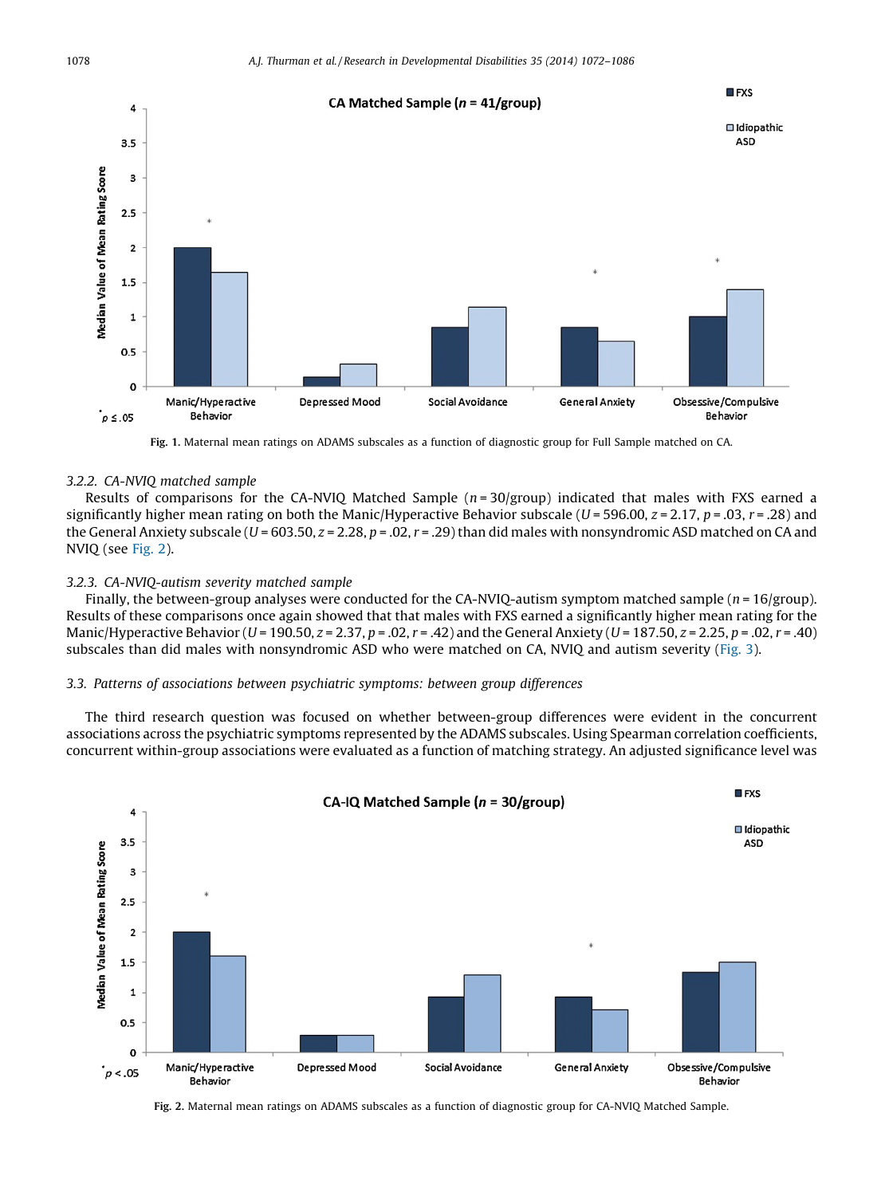Fig. 1. Maternal mean ratings on ADAMS subscales as a function of diagnostic group for Full Sample matched on CA.

### 3.2.2. CA-NVIQ matched sample

Results of comparisons for the CA-NVIQ Matched Sample ($n = 30$/group) indicated that males with FXS earned a significantly higher mean rating on both the Manic/Hyperactive Behavior subscale ($U = 596.00$, $z = 2.17$, $p = .03$, $r = .28$) and the General Anxiety subscale ($U = 603.50$, $z = 2.28$, $p = .02$, $r = .29$) than did males with nonsyndromic ASD matched on CA and NVIQ (see Fig. 2).

### 3.2.3. CA-NVIQ-autism severity matched sample

Finally, the between-group analyses were conducted for the CA-NVIQ-autism symptom matched sample ($n = 16$/group). Results of these comparisons once again showed that that males with FXS earned a significantly higher mean rating for the Manic/Hyperactive Behavior ($U = 190.50$, $z = 2.37$, $p = .02$, $r = .42$) and the General Anxiety ($U = 187.50$, $z = 2.25$, $p = .02$, $r = .40$) subscales than did males with nonsyndromic ASD who were matched on CA, NVIQ and autism severity (Fig. 3).

## 3.3. Patterns of associations between psychiatric symptoms: between group differences

The third research question was focused on whether between-group differences were evident in the concurrent associations across the psychiatric symptoms represented by the ADAMS subscales. Using Spearman correlation coefficients, concurrent within-group associations were evaluated as a function of matching strategy. An adjusted significance level was

Fig. 2. Maternal mean ratings on ADAMS subscales as a function of diagnostic group for CA-NVIQ Matched Sample.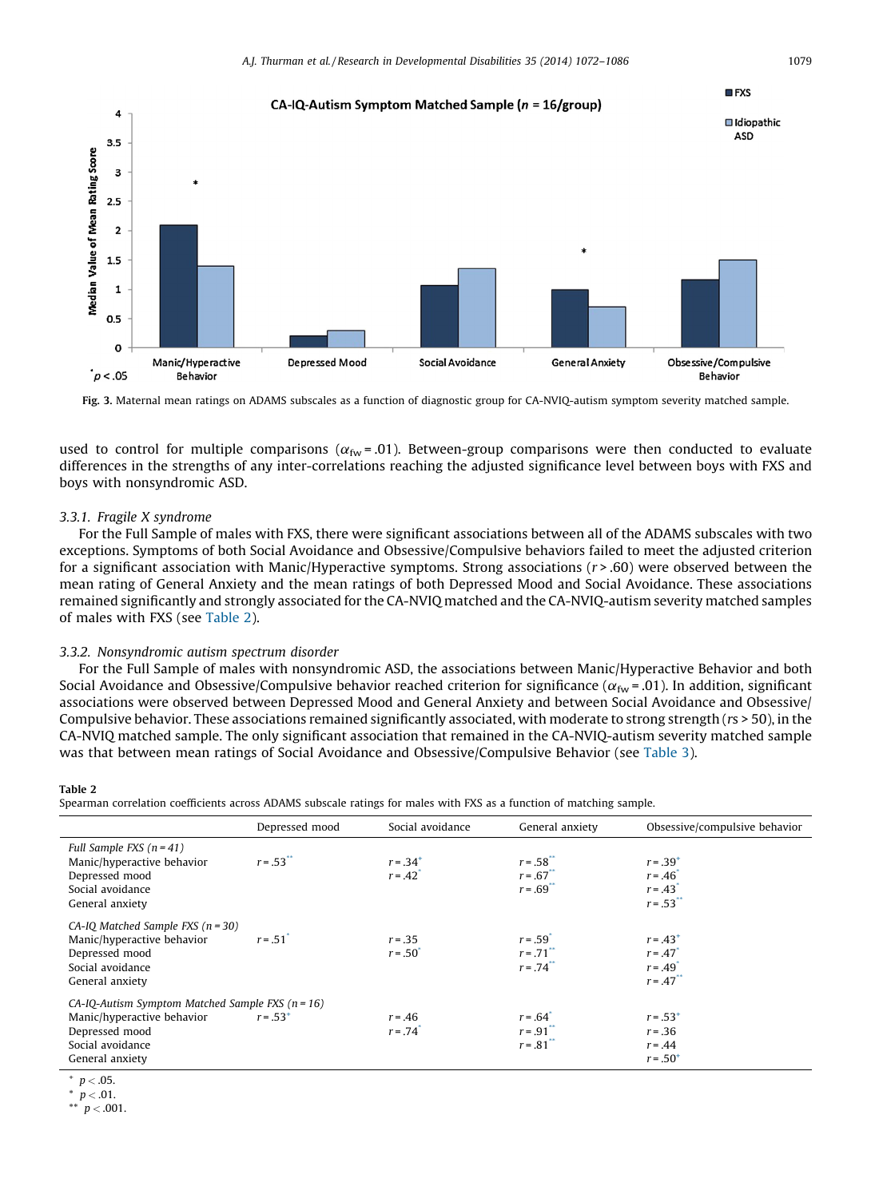**Fig. 3.** Maternal mean ratings on ADAMS subscales as a function of diagnostic group for CA-NVIQ-autism symptom severity matched sample.

used to control for multiple comparisons ($\alpha_{fw} = .01$). Between-group comparisons were then conducted to evaluate differences in the strengths of any inter-correlations reaching the adjusted significance level between boys with FXS and boys with nonsyndromic ASD.

### 3.3.1. Fragile X syndrome

For the Full Sample of males with FXS, there were significant associations between all of the ADAMS subscales with two exceptions. Symptoms of both Social Avoidance and Obsessive/Compulsive behaviors failed to meet the adjusted criterion for a significant association with Manic/Hyperactive symptoms. Strong associations ($r > .60$) were observed between the mean rating of General Anxiety and the mean ratings of both Depressed Mood and Social Avoidance. These associations remained significantly and strongly associated for the CA-NVIQ matched and the CA-NVIQ-autism severity matched samples of males with FXS (see Table 2).

### 3.3.2. Nonsyndromic autism spectrum disorder

For the Full Sample of males with nonsyndromic ASD, the associations between Manic/Hyperactive Behavior and both Social Avoidance and Obsessive/Compulsive behavior reached criterion for significance ($\alpha_{fw} = .01$). In addition, significant associations were observed between Depressed Mood and General Anxiety and between Social Avoidance and Obsessive/Compulsive behavior. These associations remained significantly associated, with moderate to strong strength ($rs > 50$), in the CA-NVIQ matched sample. The only significant association that remained in the CA-NVIQ-autism severity matched sample was that between mean ratings of Social Avoidance and Obsessive/Compulsive Behavior (see Table 3).

**Table 2**
Spearman correlation coefficients across ADAMS subscale ratings for males with FXS as a function of matching sample.

| | Depressed mood | Social avoidance | General anxiety | Obsessive/compulsive behavior |
|---|---|---|---|---|
| *Full Sample FXS (n = 41)* | | | | |
| Manic/hyperactive behavior | $r = .53^{**}$ | $r = .34^{+}$ | $r = .58^{**}$ | $r = .39^{+}$ |
| Depressed mood | | $r = .42^{*}$ | $r = .67^{**}$ | $r = .46^{*}$ |
| Social avoidance | | | $r = .69^{**}$ | $r = .43^{*}$ |
| General anxiety | | | | $r = .53^{**}$ |
| *CA-IQ Matched Sample FXS (n = 30)* | | | | |
| Manic/hyperactive behavior | $r = .51^{*}$ | $r = .35$ | $r = .59^{*}$ | $r = .43^{+}$ |
| Depressed mood | | $r = .50^{*}$ | $r = .71^{**}$ | $r = .47^{*}$ |
| Social avoidance | | | $r = .74^{**}$ | $r = .49^{*}$ |
| General anxiety | | | | $r = .47^{**}$ |
| *CA-IQ-Autism Symptom Matched Sample FXS (n = 16)* | | | | |
| Manic/hyperactive behavior | $r = .53^{+}$ | $r = .46$ | $r = .64^{*}$ | $r = .53^{+}$ |
| Depressed mood | | $r = .74^{*}$ | $r = .91^{**}$ | $r = .36$ |
| Social avoidance | | | $r = .81^{**}$ | $r = .44$ |
| General anxiety | | | | $r = .50^{+}$ |

$^{+}$ $p < .05$.
$^{*}$ $p < .01$.
$^{**}$ $p < .001$.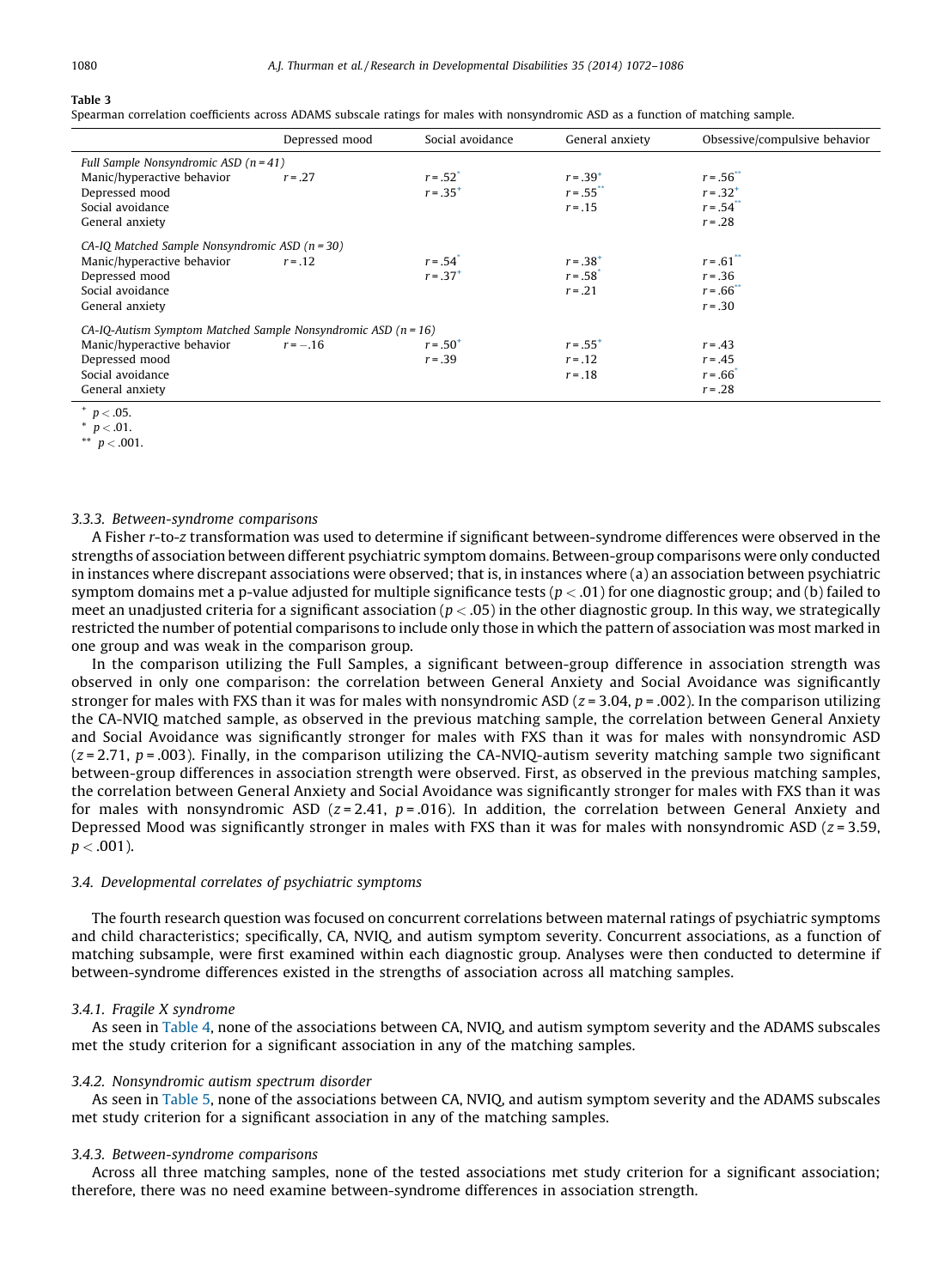**Table 3**
Spearman correlation coefficients across ADAMS subscale ratings for males with nonsyndromic ASD as a function of matching sample.

| | Depressed mood | Social avoidance | General anxiety | Obsessive/compulsive behavior |
|---|---|---|---|---|
| *Full Sample Nonsyndromic ASD (n = 41)* | | | | |
| Manic/hyperactive behavior | r = .27 | r = .52* | r = .39+ | r = .56** |
| Depressed mood | | r = .35+ | r = .55** | r = .32+ |
| Social avoidance | | | r = .15 | r = .54** |
| General anxiety | | | | r = .28 |
| *CA-IQ Matched Sample Nonsyndromic ASD (n = 30)* | | | | |
| Manic/hyperactive behavior | r = .12 | r = .54* | r = .38+ | r = .61** |
| Depressed mood | | r = .37+ | r = .58* | r = .36 |
| Social avoidance | | | r = .21 | r = .66** |
| General anxiety | | | | r = .30 |
| *CA-IQ-Autism Symptom Matched Sample Nonsyndromic ASD (n = 16)* | | | | |
| Manic/hyperactive behavior | r = −.16 | r = .50+ | r = .55+ | r = .43 |
| Depressed mood | | r = .39 | r = .12 | r = .45 |
| Social avoidance | | | r = .18 | r = .66* |
| General anxiety | | | | r = .28 |

+ $p < .05$.
* $p < .01$.
** $p < .001$.

#### 3.3.3. Between-syndrome comparisons

A Fisher *r*-to-*z* transformation was used to determine if significant between-syndrome differences were observed in the strengths of association between different psychiatric symptom domains. Between-group comparisons were only conducted in instances where discrepant associations were observed; that is, in instances where (a) an association between psychiatric symptom domains met a p-value adjusted for multiple significance tests ($p < .01$) for one diagnostic group; and (b) failed to meet an unadjusted criteria for a significant association ($p < .05$) in the other diagnostic group. In this way, we strategically restricted the number of potential comparisons to include only those in which the pattern of association was most marked in one group and was weak in the comparison group.

In the comparison utilizing the Full Samples, a significant between-group difference in association strength was observed in only one comparison: the correlation between General Anxiety and Social Avoidance was significantly stronger for males with FXS than it was for males with nonsyndromic ASD ($z = 3.04$, $p = .002$). In the comparison utilizing the CA-NVIQ matched sample, as observed in the previous matching sample, the correlation between General Anxiety and Social Avoidance was significantly stronger for males with FXS than it was for males with nonsyndromic ASD ($z = 2.71$, $p = .003$). Finally, in the comparison utilizing the CA-NVIQ-autism severity matching sample two significant between-group differences in association strength were observed. First, as observed in the previous matching samples, the correlation between General Anxiety and Social Avoidance was significantly stronger for males with FXS than it was for males with nonsyndromic ASD ($z = 2.41$, $p = .016$). In addition, the correlation between General Anxiety and Depressed Mood was significantly stronger in males with FXS than it was for males with nonsyndromic ASD ($z = 3.59$, $p < .001$).

### 3.4. Developmental correlates of psychiatric symptoms

The fourth research question was focused on concurrent correlations between maternal ratings of psychiatric symptoms and child characteristics; specifically, CA, NVIQ, and autism symptom severity. Concurrent associations, as a function of matching subsample, were first examined within each diagnostic group. Analyses were then conducted to determine if between-syndrome differences existed in the strengths of association across all matching samples.

#### 3.4.1. Fragile X syndrome

As seen in Table 4, none of the associations between CA, NVIQ, and autism symptom severity and the ADAMS subscales met the study criterion for a significant association in any of the matching samples.

#### 3.4.2. Nonsyndromic autism spectrum disorder

As seen in Table 5, none of the associations between CA, NVIQ, and autism symptom severity and the ADAMS subscales met study criterion for a significant association in any of the matching samples.

#### 3.4.3. Between-syndrome comparisons

Across all three matching samples, none of the tested associations met study criterion for a significant association; therefore, there was no need examine between-syndrome differences in association strength.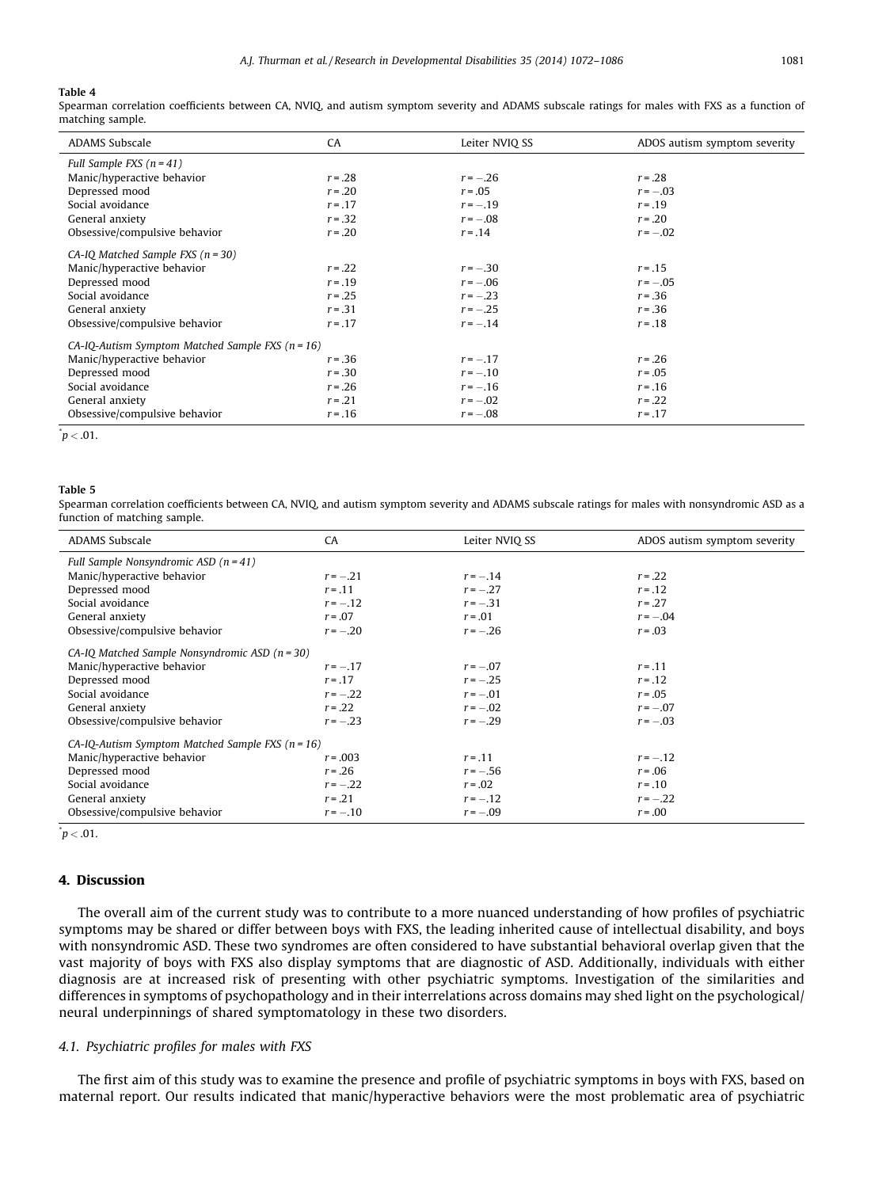**Table 4**

Spearman correlation coefficients between CA, NVIQ, and autism symptom severity and ADAMS subscale ratings for males with FXS as a function of matching sample.

| ADAMS Subscale | CA | Leiter NVIQ SS | ADOS autism symptom severity |
|---|---|---|---|
| *Full Sample FXS (n = 41)* | | | |
| Manic/hyperactive behavior | $r = .28$ | $r = -.26$ | $r = .28$ |
| Depressed mood | $r = .20$ | $r = .05$ | $r = -.03$ |
| Social avoidance | $r = .17$ | $r = -.19$ | $r = .19$ |
| General anxiety | $r = .32$ | $r = -.08$ | $r = .20$ |
| Obsessive/compulsive behavior | $r = .20$ | $r = .14$ | $r = -.02$ |
| *CA-IQ Matched Sample FXS (n = 30)* | | | |
| Manic/hyperactive behavior | $r = .22$ | $r = -.30$ | $r = .15$ |
| Depressed mood | $r = .19$ | $r = -.06$ | $r = -.05$ |
| Social avoidance | $r = .25$ | $r = -.23$ | $r = .36$ |
| General anxiety | $r = .31$ | $r = -.25$ | $r = .36$ |
| Obsessive/compulsive behavior | $r = .17$ | $r = -.14$ | $r = .18$ |
| *CA-IQ-Autism Symptom Matched Sample FXS (n = 16)* | | | |
| Manic/hyperactive behavior | $r = .36$ | $r = -.17$ | $r = .26$ |
| Depressed mood | $r = .30$ | $r = -.10$ | $r = .05$ |
| Social avoidance | $r = .26$ | $r = -.16$ | $r = .16$ |
| General anxiety | $r = .21$ | $r = -.02$ | $r = .22$ |
| Obsessive/compulsive behavior | $r = .16$ | $r = -.08$ | $r = .17$ |

\* $p < .01$.

**Table 5**

Spearman correlation coefficients between CA, NVIQ, and autism symptom severity and ADAMS subscale ratings for males with nonsyndromic ASD as a function of matching sample.

| ADAMS Subscale | CA | Leiter NVIQ SS | ADOS autism symptom severity |
|---|---|---|---|
| *Full Sample Nonsyndromic ASD (n = 41)* | | | |
| Manic/hyperactive behavior | $r = -.21$ | $r = -.14$ | $r = .22$ |
| Depressed mood | $r = .11$ | $r = -.27$ | $r = .12$ |
| Social avoidance | $r = -.12$ | $r = -.31$ | $r = .27$ |
| General anxiety | $r = .07$ | $r = .01$ | $r = -.04$ |
| Obsessive/compulsive behavior | $r = -.20$ | $r = -.26$ | $r = .03$ |
| *CA-IQ Matched Sample Nonsyndromic ASD (n = 30)* | | | |
| Manic/hyperactive behavior | $r = -.17$ | $r = -.07$ | $r = .11$ |
| Depressed mood | $r = .17$ | $r = -.25$ | $r = .12$ |
| Social avoidance | $r = -.22$ | $r = -.01$ | $r = .05$ |
| General anxiety | $r = .22$ | $r = -.02$ | $r = -.07$ |
| Obsessive/compulsive behavior | $r = -.23$ | $r = -.29$ | $r = -.03$ |
| *CA-IQ-Autism Symptom Matched Sample FXS (n = 16)* | | | |
| Manic/hyperactive behavior | $r = .003$ | $r = .11$ | $r = -.12$ |
| Depressed mood | $r = .26$ | $r = -.56$ | $r = .06$ |
| Social avoidance | $r = -.22$ | $r = .02$ | $r = .10$ |
| General anxiety | $r = .21$ | $r = -.12$ | $r = -.22$ |
| Obsessive/compulsive behavior | $r = -.10$ | $r = -.09$ | $r = .00$ |

\* $p < .01$.

## 4. Discussion

The overall aim of the current study was to contribute to a more nuanced understanding of how profiles of psychiatric symptoms may be shared or differ between boys with FXS, the leading inherited cause of intellectual disability, and boys with nonsyndromic ASD. These two syndromes are often considered to have substantial behavioral overlap given that the vast majority of boys with FXS also display symptoms that are diagnostic of ASD. Additionally, individuals with either diagnosis are at increased risk of presenting with other psychiatric symptoms. Investigation of the similarities and differences in symptoms of psychopathology and in their interrelations across domains may shed light on the psychological/neural underpinnings of shared symptomatology in these two disorders.

### *4.1. Psychiatric profiles for males with FXS*

The first aim of this study was to examine the presence and profile of psychiatric symptoms in boys with FXS, based on maternal report. Our results indicated that manic/hyperactive behaviors were the most problematic area of psychiatric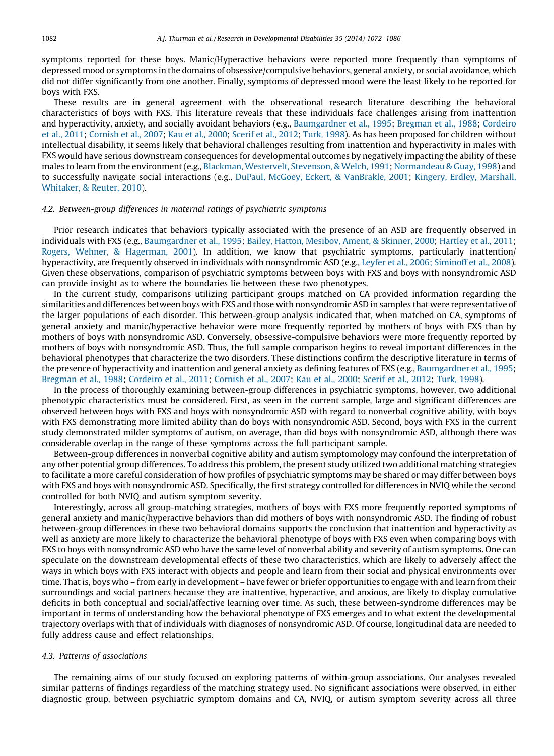symptoms reported for these boys. Manic/Hyperactive behaviors were reported more frequently than symptoms of depressed mood or symptoms in the domains of obsessive/compulsive behaviors, general anxiety, or social avoidance, which did not differ significantly from one another. Finally, symptoms of depressed mood were the least likely to be reported for boys with FXS.

These results are in general agreement with the observational research literature describing the behavioral characteristics of boys with FXS. This literature reveals that these individuals face challenges arising from inattention and hyperactivity, anxiety, and socially avoidant behaviors (e.g., Baumgardner et al., 1995; Bregman et al., 1988; Cordeiro et al., 2011; Cornish et al., 2007; Kau et al., 2000; Scerif et al., 2012; Turk, 1998). As has been proposed for children without intellectual disability, it seems likely that behavioral challenges resulting from inattention and hyperactivity in males with FXS would have serious downstream consequences for developmental outcomes by negatively impacting the ability of these males to learn from the environment (e.g., Blackman, Westervelt, Stevenson, & Welch, 1991; Normandeau & Guay, 1998) and to successfully navigate social interactions (e.g., DuPaul, McGoey, Eckert, & VanBrakle, 2001; Kingery, Erdley, Marshall, Whitaker, & Reuter, 2010).

### 4.2. Between-group differences in maternal ratings of psychiatric symptoms

Prior research indicates that behaviors typically associated with the presence of an ASD are frequently observed in individuals with FXS (e.g., Baumgardner et al., 1995; Bailey, Hatton, Mesibov, Ament, & Skinner, 2000; Hartley et al., 2011; Rogers, Wehner, & Hagerman, 2001). In addition, we know that psychiatric symptoms, particularly inattention/hyperactivity, are frequently observed in individuals with nonsyndromic ASD (e.g., Leyfer et al., 2006; Siminoff et al., 2008). Given these observations, comparison of psychiatric symptoms between boys with FXS and boys with nonsyndromic ASD can provide insight as to where the boundaries lie between these two phenotypes.

In the current study, comparisons utilizing participant groups matched on CA provided information regarding the similarities and differences between boys with FXS and those with nonsyndromic ASD in samples that were representative of the larger populations of each disorder. This between-group analysis indicated that, when matched on CA, symptoms of general anxiety and manic/hyperactive behavior were more frequently reported by mothers of boys with FXS than by mothers of boys with nonsyndromic ASD. Conversely, obsessive-compulsive behaviors were more frequently reported by mothers of boys with nonsyndromic ASD. Thus, the full sample comparison begins to reveal important differences in the behavioral phenotypes that characterize the two disorders. These distinctions confirm the descriptive literature in terms of the presence of hyperactivity and inattention and general anxiety as defining features of FXS (e.g., Baumgardner et al., 1995; Bregman et al., 1988; Cordeiro et al., 2011; Cornish et al., 2007; Kau et al., 2000; Scerif et al., 2012; Turk, 1998).

In the process of thoroughly examining between-group differences in psychiatric symptoms, however, two additional phenotypic characteristics must be considered. First, as seen in the current sample, large and significant differences are observed between boys with FXS and boys with nonsyndromic ASD with regard to nonverbal cognitive ability, with boys with FXS demonstrating more limited ability than do boys with nonsyndromic ASD. Second, boys with FXS in the current study demonstrated milder symptoms of autism, on average, than did boys with nonsyndromic ASD, although there was considerable overlap in the range of these symptoms across the full participant sample.

Between-group differences in nonverbal cognitive ability and autism symptomology may confound the interpretation of any other potential group differences. To address this problem, the present study utilized two additional matching strategies to facilitate a more careful consideration of how profiles of psychiatric symptoms may be shared or may differ between boys with FXS and boys with nonsyndromic ASD. Specifically, the first strategy controlled for differences in NVIQ while the second controlled for both NVIQ and autism symptom severity.

Interestingly, across all group-matching strategies, mothers of boys with FXS more frequently reported symptoms of general anxiety and manic/hyperactive behaviors than did mothers of boys with nonsyndromic ASD. The finding of robust between-group differences in these two behavioral domains supports the conclusion that inattention and hyperactivity as well as anxiety are more likely to characterize the behavioral phenotype of boys with FXS even when comparing boys with FXS to boys with nonsyndromic ASD who have the same level of nonverbal ability and severity of autism symptoms. One can speculate on the downstream developmental effects of these two characteristics, which are likely to adversely affect the ways in which boys with FXS interact with objects and people and learn from their social and physical environments over time. That is, boys who – from early in development – have fewer or briefer opportunities to engage with and learn from their surroundings and social partners because they are inattentive, hyperactive, and anxious, are likely to display cumulative deficits in both conceptual and social/affective learning over time. As such, these between-syndrome differences may be important in terms of understanding how the behavioral phenotype of FXS emerges and to what extent the developmental trajectory overlaps with that of individuals with diagnoses of nonsyndromic ASD. Of course, longitudinal data are needed to fully address cause and effect relationships.

### 4.3. Patterns of associations

The remaining aims of our study focused on exploring patterns of within-group associations. Our analyses revealed similar patterns of findings regardless of the matching strategy used. No significant associations were observed, in either diagnostic group, between psychiatric symptom domains and CA, NVIQ, or autism symptom severity across all three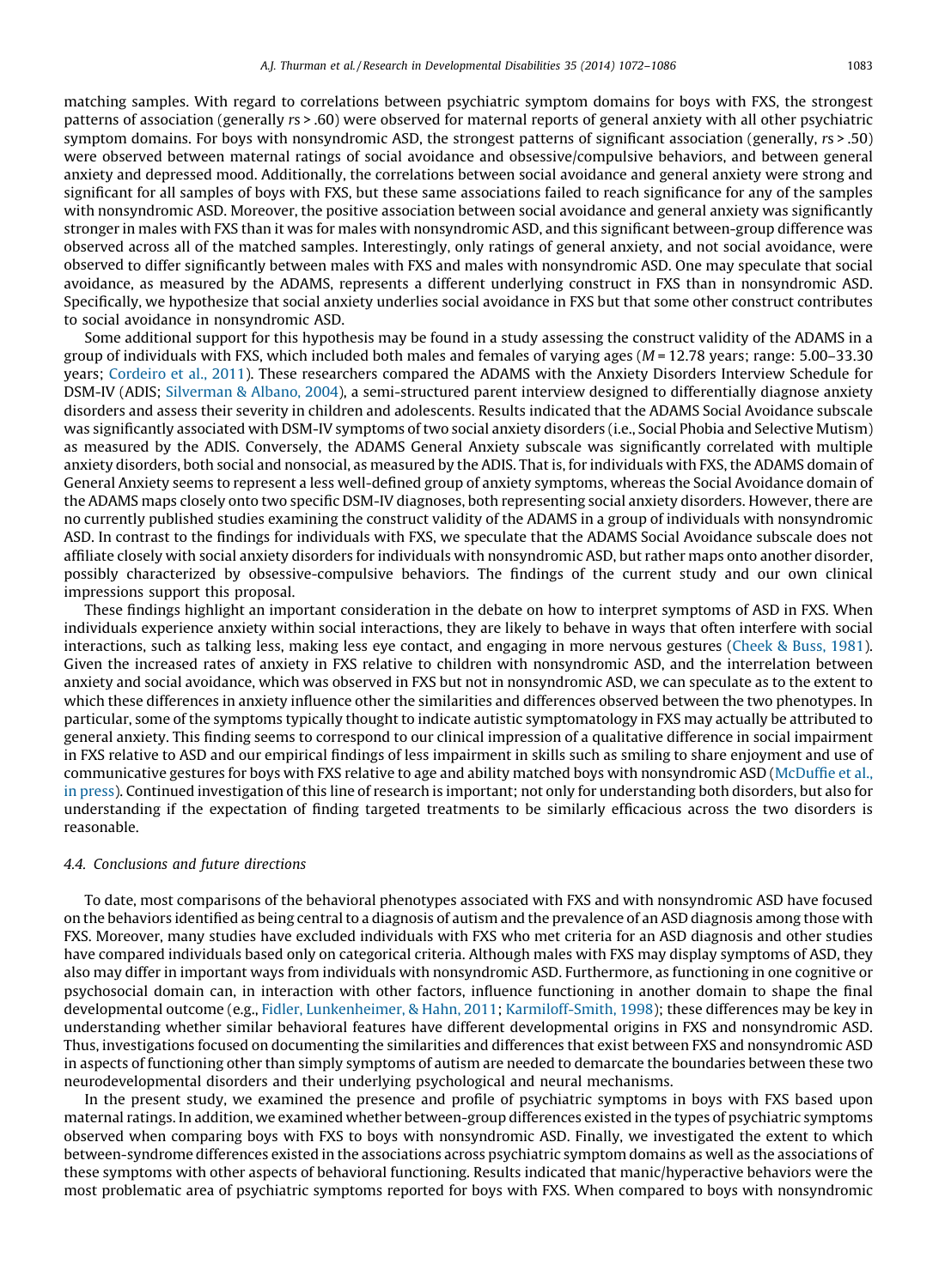matching samples. With regard to correlations between psychiatric symptom domains for boys with FXS, the strongest patterns of association (generally $rs > .60$) were observed for maternal reports of general anxiety with all other psychiatric symptom domains. For boys with nonsyndromic ASD, the strongest patterns of significant association (generally, $rs > .50$) were observed between maternal ratings of social avoidance and obsessive/compulsive behaviors, and between general anxiety and depressed mood. Additionally, the correlations between social avoidance and general anxiety were strong and significant for all samples of boys with FXS, but these same associations failed to reach significance for any of the samples with nonsyndromic ASD. Moreover, the positive association between social avoidance and general anxiety was significantly stronger in males with FXS than it was for males with nonsyndromic ASD, and this significant between-group difference was observed across all of the matched samples. Interestingly, only ratings of general anxiety, and not social avoidance, were observed to differ significantly between males with FXS and males with nonsyndromic ASD. One may speculate that social avoidance, as measured by the ADAMS, represents a different underlying construct in FXS than in nonsyndromic ASD. Specifically, we hypothesize that social anxiety underlies social avoidance in FXS but that some other construct contributes to social avoidance in nonsyndromic ASD.

Some additional support for this hypothesis may be found in a study assessing the construct validity of the ADAMS in a group of individuals with FXS, which included both males and females of varying ages ($M = 12.78$ years; range: 5.00–33.30 years; Cordeiro et al., 2011). These researchers compared the ADAMS with the Anxiety Disorders Interview Schedule for DSM-IV (ADIS; Silverman & Albano, 2004), a semi-structured parent interview designed to differentially diagnose anxiety disorders and assess their severity in children and adolescents. Results indicated that the ADAMS Social Avoidance subscale was significantly associated with DSM-IV symptoms of two social anxiety disorders (i.e., Social Phobia and Selective Mutism) as measured by the ADIS. Conversely, the ADAMS General Anxiety subscale was significantly correlated with multiple anxiety disorders, both social and nonsocial, as measured by the ADIS. That is, for individuals with FXS, the ADAMS domain of General Anxiety seems to represent a less well-defined group of anxiety symptoms, whereas the Social Avoidance domain of the ADAMS maps closely onto two specific DSM-IV diagnoses, both representing social anxiety disorders. However, there are no currently published studies examining the construct validity of the ADAMS in a group of individuals with nonsyndromic ASD. In contrast to the findings for individuals with FXS, we speculate that the ADAMS Social Avoidance subscale does not affiliate closely with social anxiety disorders for individuals with nonsyndromic ASD, but rather maps onto another disorder, possibly characterized by obsessive-compulsive behaviors. The findings of the current study and our own clinical impressions support this proposal.

These findings highlight an important consideration in the debate on how to interpret symptoms of ASD in FXS. When individuals experience anxiety within social interactions, they are likely to behave in ways that often interfere with social interactions, such as talking less, making less eye contact, and engaging in more nervous gestures (Cheek & Buss, 1981). Given the increased rates of anxiety in FXS relative to children with nonsyndromic ASD, and the interrelation between anxiety and social avoidance, which was observed in FXS but not in nonsyndromic ASD, we can speculate as to the extent to which these differences in anxiety influence other the similarities and differences observed between the two phenotypes. In particular, some of the symptoms typically thought to indicate autistic symptomatology in FXS may actually be attributed to general anxiety. This finding seems to correspond to our clinical impression of a qualitative difference in social impairment in FXS relative to ASD and our empirical findings of less impairment in skills such as smiling to share enjoyment and use of communicative gestures for boys with FXS relative to age and ability matched boys with nonsyndromic ASD (McDuffie et al., in press). Continued investigation of this line of research is important; not only for understanding both disorders, but also for understanding if the expectation of finding targeted treatments to be similarly efficacious across the two disorders is reasonable.

### 4.4. Conclusions and future directions

To date, most comparisons of the behavioral phenotypes associated with FXS and with nonsyndromic ASD have focused on the behaviors identified as being central to a diagnosis of autism and the prevalence of an ASD diagnosis among those with FXS. Moreover, many studies have excluded individuals with FXS who met criteria for an ASD diagnosis and other studies have compared individuals based only on categorical criteria. Although males with FXS may display symptoms of ASD, they also may differ in important ways from individuals with nonsyndromic ASD. Furthermore, as functioning in one cognitive or psychosocial domain can, in interaction with other factors, influence functioning in another domain to shape the final developmental outcome (e.g., Fidler, Lunkenheimer, & Hahn, 2011; Karmiloff-Smith, 1998); these differences may be key in understanding whether similar behavioral features have different developmental origins in FXS and nonsyndromic ASD. Thus, investigations focused on documenting the similarities and differences that exist between FXS and nonsyndromic ASD in aspects of functioning other than simply symptoms of autism are needed to demarcate the boundaries between these two neurodevelopmental disorders and their underlying psychological and neural mechanisms.

In the present study, we examined the presence and profile of psychiatric symptoms in boys with FXS based upon maternal ratings. In addition, we examined whether between-group differences existed in the types of psychiatric symptoms observed when comparing boys with FXS to boys with nonsyndromic ASD. Finally, we investigated the extent to which between-syndrome differences existed in the associations across psychiatric symptom domains as well as the associations of these symptoms with other aspects of behavioral functioning. Results indicated that manic/hyperactive behaviors were the most problematic area of psychiatric symptoms reported for boys with FXS. When compared to boys with nonsyndromic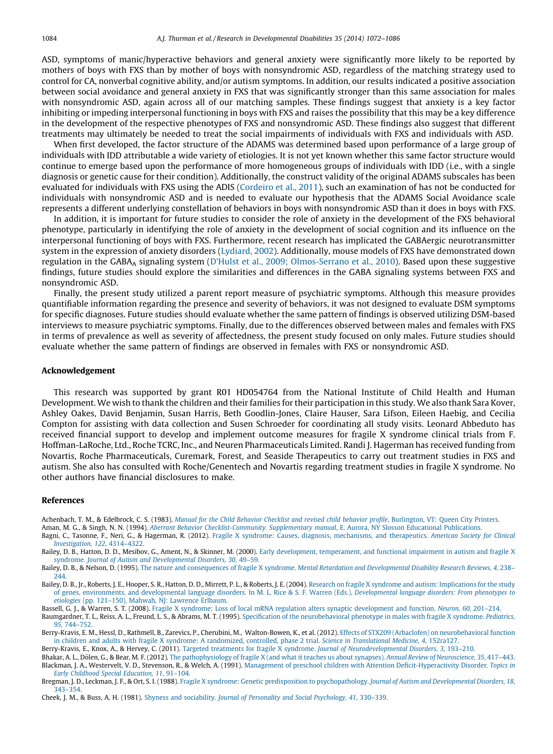ASD, symptoms of manic/hyperactive behaviors and general anxiety were significantly more likely to be reported by mothers of boys with FXS than by mother of boys with nonsyndromic ASD, regardless of the matching strategy used to control for CA, nonverbal cognitive ability, and/or autism symptoms. In addition, our results indicated a positive association between social avoidance and general anxiety in FXS that was significantly stronger than this same association for males with nonsyndromic ASD, again across all of our matching samples. These findings suggest that anxiety is a key factor inhibiting or impeding interpersonal functioning in boys with FXS and raises the possibility that this may be a key difference in the development of the respective phenotypes of FXS and nonsyndromic ASD. These findings also suggest that different treatments may ultimately be needed to treat the social impairments of individuals with FXS and individuals with ASD.

When first developed, the factor structure of the ADAMS was determined based upon performance of a large group of individuals with IDD attributable a wide variety of etiologies. It is not yet known whether this same factor structure would continue to emerge based upon the performance of more homogeneous groups of individuals with IDD (i.e., with a single diagnosis or genetic cause for their condition). Additionally, the construct validity of the original ADAMS subscales has been evaluated for individuals with FXS using the ADIS (Cordeiro et al., 2011), such an examination of has not be conducted for individuals with nonsyndromic ASD and is needed to evaluate our hypothesis that the ADAMS Social Avoidance scale represents a different underlying constellation of behaviors in boys with nonsyndromic ASD than it does in boys with FXS.

In addition, it is important for future studies to consider the role of anxiety in the development of the FXS behavioral phenotype, particularly in identifying the role of anxiety in the development of social cognition and its influence on the interpersonal functioning of boys with FXS. Furthermore, recent research has implicated the GABAergic neurotransmitter system in the expression of anxiety disorders (Lydiard, 2002). Additionally, mouse models of FXS have demonstrated down regulation in the $GABA_A$ signaling system (D'Hulst et al., 2009; Olmos-Serrano et al., 2010). Based upon these suggestive findings, future studies should explore the similarities and differences in the GABA signaling systems between FXS and nonsyndromic ASD.

Finally, the present study utilized a parent report measure of psychiatric symptoms. Although this measure provides quantifiable information regarding the presence and severity of behaviors, it was not designed to evaluate DSM symptoms for specific diagnoses. Future studies should evaluate whether the same pattern of findings is observed utilizing DSM-based interviews to measure psychiatric symptoms. Finally, due to the differences observed between males and females with FXS in terms of prevalence as well as severity of affectedness, the present study focused on only males. Future studies should evaluate whether the same pattern of findings are observed in females with FXS or nonsyndromic ASD.

## Acknowledgement

This research was supported by grant R01 HD054764 from the National Institute of Child Health and Human Development. We wish to thank the children and their families for their participation in this study. We also thank Sara Kover, Ashley Oakes, David Benjamin, Susan Harris, Beth Goodlin-Jones, Claire Hauser, Sara Lifson, Eileen Haebig, and Cecilia Compton for assisting with data collection and Susen Schroeder for coordinating all study visits. Leonard Abbeduto has received financial support to develop and implement outcome measures for fragile X syndrome clinical trials from F. Hoffman-LaRoche, Ltd., Roche TCRC, Inc., and Neuren Pharmaceuticals Limited. Randi J. Hagerman has received funding from Novartis, Roche Pharmaceuticals, Curemark, Forest, and Seaside Therapeutics to carry out treatment studies in FXS and autism. She also has consulted with Roche/Genentech and Novartis regarding treatment studies in fragile X syndrome. No other authors have financial disclosures to make.

## References

Achenbach, T. M., & Edelbrock, C. S. (1983). *Manual for the Child Behavior Checklist and revised child behavior profile*, Burlington, VT: Queen City Printers.

Aman, M. G., & Singh, N. N. (1994). *Aberrant Behavior Checklist-Community. Supplementary manual*, E. Aurora, NY Slosson Educational Publications.

Bagni, C., Tasonne, F., Neri, G., & Hagerman, R. (2012). Fragile X syndrome: Causes, diagnosis, mechanisms, and therapeutics. *American Society for Clinical Investigation, 122*, 4314–4322.

Bailey, D. B., Hatton, D. D., Mesibov, G., Ament, N., & Skinner, M. (2000). Early development, temperament, and functional impairment in autism and fragile X syndrome. *Journal of Autism and Developmental Disorders, 30*, 49–59.

Bailey, D. B., & Nelson, D. (1995). The nature and consequences of fragile X syndrome. *Mental Retardation and Developmental Disability Research Reviews, 4*, 238–244.

Bailey, D. B., Jr., Roberts, J. E., Hooper, S. R., Hatton, D. D., Mirrett, P. L., & Roberts, J. E. (2004). Research on fragile X syndrome and autism: Implications for the study of genes, environments, and developmental language disorders. In M. L. Rice & S. F. Warren (Eds.), *Developmental language disorders: From phenotypes to etiologies* (pp. 121–150). Mahwah, NJ: Lawrence Erlbaum.

Bassell, G. J., & Warren, S. T. (2008). Fragile X syndrome: Loss of local mRNA regulation alters synaptic development and function. *Neuron, 60*, 201–214.

Baumgardner, T. L., Reiss, A. L., Freund, L. S., & Abrams, M. T. (1995). Specification of the neurobehavioral phenotype in males with fragile X syndrome. *Pediatrics, 95*, 744–752.

Berry-Kravis, E. M., Hessl, D., Rathmell, B., Zarevics, P., Cherubini, M., Walton-Bowen, K., et al. (2012). Effects of STX209 (Arbaclofen) on neurobehavioral function in children and adults with fragile X syndrome: A randomized, controlled, phase 2 trial. *Science in Translational Medicine, 4*, 152ra127.

Berry-Kravis, E., Knox, A., & Hervey, C. (2011). Targeted treatments for fragile X syndrome. *Journal of Neurodevelopmental Disorders, 3*, 193–210.

Bhakar, A. L., Dölen, G., & Bear, M. F. (2012). The pathophysiology of fragile X (and what it teaches us about synapses). *Annual Review of Neuroscience, 35*, 417–443.

Blackman, J. A., Westervelt, V. D., Stevenson, R., & Welch, A. (1991). Management of preschool children with Attention Deficit-Hyperactivity Disorder. *Topics in Early Childhood Special Education, 11*, 91–104.

Bregman, J. D., Leckman, J. F., & Ort, S. I. (1988). Fragile X syndrome: Genetic predisposition to psychopathology. *Journal of Autism and Developmental Disorders, 18*, 343–354.

Cheek, J. M., & Buss, A. H. (1981). Shyness and sociability. *Journal of Personality and Social Psychology, 41*, 330–339.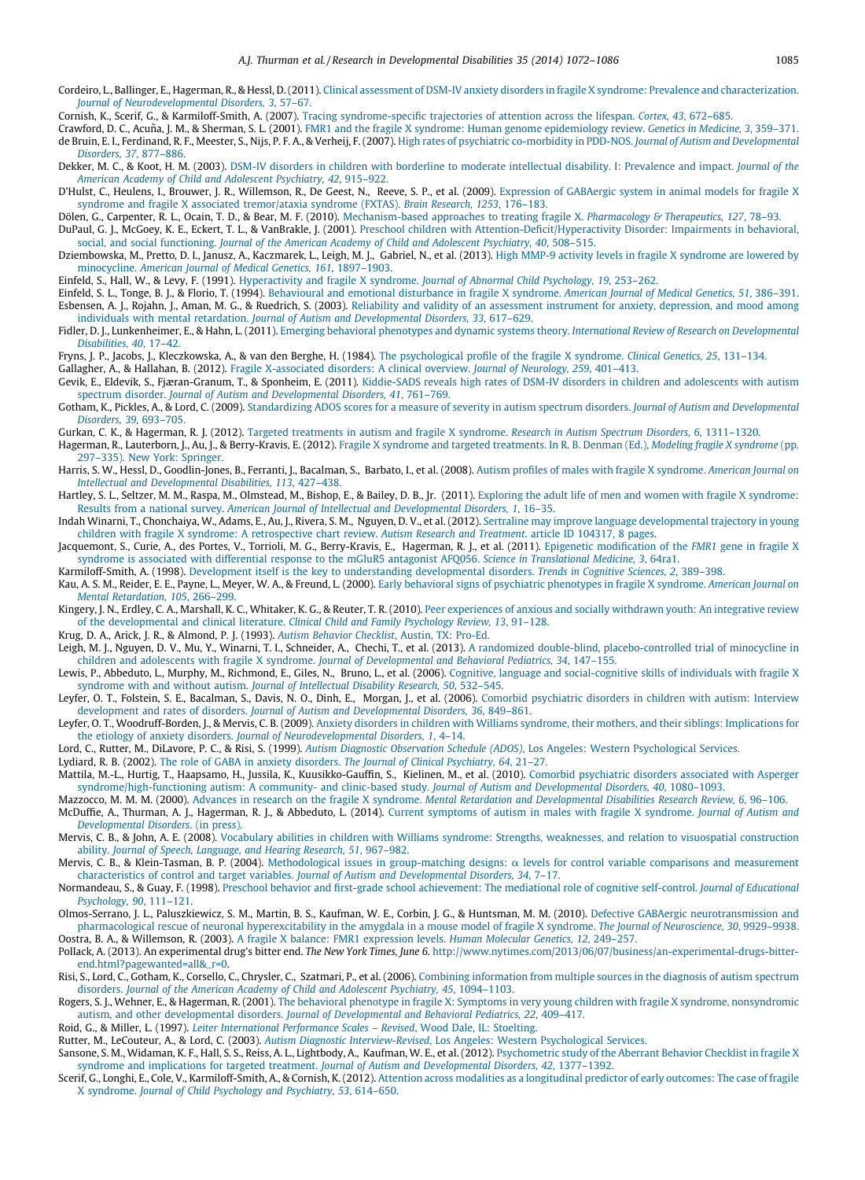Cordeiro, L., Ballinger, E., Hagerman, R., & Hessl, D. (2011). Clinical assessment of DSM-IV anxiety disorders in fragile X syndrome: Prevalence and characterization. *Journal of Neurodevelopmental Disorders, 3*, 57–67.

Cornish, K., Scerif, G., & Karmiloff-Smith, A. (2007). Tracing syndrome-specific trajectories of attention across the lifespan. *Cortex, 43*, 672–685.

Crawford, D. C., Acuña, J. M., & Sherman, S. L. (2001). FMR1 and the fragile X syndrome: Human genome epidemiology review. *Genetics in Medicine, 3*, 359–371.

de Bruin, E. I., Ferdinand, R. F., Meester, S., Nijs, P. F. A., & Verheij, F. (2007). High rates of psychiatric co-morbidity in PDD-NOS. *Journal of Autism and Developmental Disorders, 37*, 877–886.

Dekker, M. C., & Koot, H. M. (2003). DSM-IV disorders in children with borderline to moderate intellectual disability. I: Prevalence and impact. *Journal of the American Academy of Child and Adolescent Psychiatry, 42*, 915–922.

D'Hulst, C., Heulens, I., Brouwer, J. R., Willemson, R., De Geest, N., Reeve, S. P., et al. (2009). Expression of GABAergic system in animal models for fragile X syndrome and fragile X associated tremor/ataxia syndrome (FXTAS). *Brain Research, 1253*, 176–183.

Dölen, G., Carpenter, R. L., Ocain, T. D., & Bear, M. F. (2010). Mechanism-based approaches to treating fragile X. *Pharmacology & Therapeutics, 127*, 78–93.

DuPaul, G. J., McGoey, K. E., Eckert, T. L., & VanBrakle, J. (2001). Preschool children with Attention-Deficit/Hyperactivity Disorder: Impairments in behavioral, social, and social functioning. *Journal of the American Academy of Child and Adolescent Psychiatry, 40*, 508–515.

Dziembowska, M., Pretto, D. I., Janusz, A., Kaczmarek, L., Leigh, M. J., Gabriel, N., et al. (2013). High MMP-9 activity levels in fragile X syndrome are lowered by minocycline. *American Journal of Medical Genetics, 161*, 1897–1903.

Einfeld, S., Hall, W., & Levy, F. (1991). Hyperactivity and fragile X syndrome. *Journal of Abnormal Child Psychology, 19*, 253–262.

Einfeld, S. L., Tonge, B. J., & Florio, T. (1994). Behavioural and emotional disturbance in fragile X syndrome. *American Journal of Medical Genetics, 51*, 386–391.

Esbensen, A. J., Rojahn, J., Aman, M. G., & Ruedrich, S. (2003). Reliability and validity of an assessment instrument for anxiety, depression, and mood among individuals with mental retardation. *Journal of Autism and Developmental Disorders, 33*, 617–629.

Fidler, D. J., Lunkenheimer, E., & Hahn, L. (2011). Emerging behavioral phenotypes and dynamic systems theory. *International Review of Research on Developmental Disabilities, 40*, 17–42.

Fryns, J. P., Jacobs, J., Kleczkowska, A., & van den Berghe, H. (1984). The psychological profile of the fragile X syndrome. *Clinical Genetics, 25*, 131–134.

Gallagher, A., & Hallahan, B. (2012). Fragile X-associated disorders: A clinical overview. *Journal of Neurology, 259*, 401–413.

Gevik, E., Eldevik, S., Fjæran-Granum, T., & Sponheim, E. (2011). Kiddie-SADS reveals high rates of DSM-IV disorders in children and adolescents with autism spectrum disorder. *Journal of Autism and Developmental Disorders, 41*, 761–769.

Gotham, K., Pickles, A., & Lord, C. (2009). Standardizing ADOS scores for a measure of severity in autism spectrum disorders. *Journal of Autism and Developmental Disorders, 39*, 693–705.

Gurkan, C. K., & Hagerman, R. J. (2012). Targeted treatments in autism and fragile X syndrome. *Research in Autism Spectrum Disorders, 6*, 1311–1320.

Hagerman, R., Lauterborn, J., Au, J., & Berry-Kravis, E. (2012). Fragile X syndrome and targeted treatments. In R. B. Denman (Ed.), *Modeling fragile X syndrome* (pp. 297–335). New York: Springer.

Harris, S. W., Hessl, D., Goodlin-Jones, B., Ferranti, J., Bacalman, S., Barbato, I., et al. (2008). Autism profiles of males with fragile X syndrome. *American Journal on Intellectual and Developmental Disabilities, 113*, 427–438.

Hartley, S. L., Seltzer, M. M., Raspa, M., Olmstead, M., Bishop, E., & Bailey, D. B., Jr. (2011). Exploring the adult life of men and women with fragile X syndrome: Results from a national survey. *American Journal of Intellectual and Developmental Disorders, 1*, 16–35.

Indah Winarni, T., Chonchaiya, W., Adams, E., Au, J., Rivera, S. M., Nguyen, D. V., et al. (2012). Sertraline may improve language developmental trajectory in young children with fragile X syndrome: A retrospective chart review. *Autism Research and Treatment*. article ID 104317, 8 pages.

Jacquemont, S., Curie, A., des Portes, V., Torrioli, M. G., Berry-Kravis, E., Hagerman, R. J., et al. (2011). Epigenetic modification of the *FMR1* gene in fragile X syndrome is associated with differential response to the mGluR5 antagonist AFQ056. *Science in Translational Medicine, 3*, 64ra1.

Karmiloff-Smith, A. (1998). Development itself is the key to understanding developmental disorders. *Trends in Cognitive Sciences, 2*, 389–398.

Kau, A. S. M., Reider, E. E., Payne, L., Meyer, W. A., & Freund, L. (2000). Early behavioral signs of psychiatric phenotypes in fragile X syndrome. *American Journal on Mental Retardation, 105*, 266–299.

Kingery, J. N., Erdley, C. A., Marshall, K. C., Whitaker, K. G., & Reuter, T. R. (2010). Peer experiences of anxious and socially withdrawn youth: An integrative review of the developmental and clinical literature. *Clinical Child and Family Psychology Review, 13*, 91–128.

Krug, D. A., Arick, J. R., & Almond, P. J. (1993). *Autism Behavior Checklist*, Austin, TX: Pro-Ed.

Leigh, M. J., Nguyen, D. V., Mu, Y., Winarni, T. I., Schneider, A., Chechi, T., et al. (2013). A randomized double-blind, placebo-controlled trial of minocycline in children and adolescents with fragile X syndrome. *Journal of Developmental and Behavioral Pediatrics, 34*, 147–155.

Lewis, P., Abbeduto, L., Murphy, M., Richmond, E., Giles, N., Bruno, L., et al. (2006). Cognitive, language and social-cognitive skills of individuals with fragile X syndrome with and without autism. *Journal of Intellectual Disability Research, 50*, 532–545.

Leyfer, O. T., Folstein, S. E., Bacalman, S., Davis, N. O., Dinh, E., Morgan, J., et al. (2006). Comorbid psychiatric disorders in children with autism: Interview development and rates of disorders. *Journal of Autism and Developmental Disorders, 36*, 849–861.

Leyfer, O. T., Woodruff-Borden, J., & Mervis, C. B. (2009). Anxiety disorders in children with Williams syndrome, their mothers, and their siblings: Implications for the etiology of anxiety disorders. *Journal of Neurodevelopmental Disorders, 1*, 4–14.

Lord, C., Rutter, M., DiLavore, P. C., & Risi, S. (1999). *Autism Diagnostic Observation Schedule (ADOS)*, Los Angeles: Western Psychological Services.

Lydiard, R. B. (2002). The role of GABA in anxiety disorders. *The Journal of Clinical Psychiatry, 64*, 21–27.

Mattila, M.-L., Hurtig, T., Haapsamo, H., Jussila, K., Kuusikko-Gauffin, S., Kielinen, M., et al. (2010). Comorbid psychiatric disorders associated with Asperger syndrome/high-functioning autism: A community- and clinic-based study. *Journal of Autism and Developmental Disorders, 40*, 1080–1093.

Mazzocco, M. M. M. (2000). Advances in research on the fragile X syndrome. *Mental Retardation and Developmental Disabilities Research Review, 6*, 96–106.

McDuffie, A., Thurman, A. J., Hagerman, R. J., & Abbeduto, L. (2014). Current symptoms of autism in males with fragile X syndrome. *Journal of Autism and Developmental Disorders*. (in press).

Mervis, C. B., & John, A. E. (2008). Vocabulary abilities in children with Williams syndrome: Strengths, weaknesses, and relation to visuospatial construction ability. *Journal of Speech, Language, and Hearing Research, 51*, 967–982.

Mervis, C. B., & Klein-Tasman, B. P. (2004). Methodological issues in group-matching designs: α levels for control variable comparisons and measurement characteristics of control and target variables. *Journal of Autism and Developmental Disorders, 34*, 7–17.

Normandeau, S., & Guay, F. (1998). Preschool behavior and first-grade school achievement: The mediational role of cognitive self-control. *Journal of Educational Psychology, 90*, 111–121.

Olmos-Serrano, J. L., Paluszkiewicz, S. M., Martin, B. S., Kaufman, W. E., Corbin, J. G., & Huntsman, M. M. (2010). Defective GABAergic neurotransmission and pharmacological rescue of neuronal hyperexcitability in the amygdala in a mouse model of fragile X syndrome. *The Journal of Neuroscience, 30*, 9929–9938.

Oostra, B. A., & Willemson, R. (2003). A fragile X balance: FMR1 expression levels. *Human Molecular Genetics, 12*, 249–257.

Pollack, A. (2013). An experimental drug's bitter end. *The New York Times, June 6*. http://www.nytimes.com/2013/06/07/business/an-experimental-drugs-bitter-end.html?pagewanted=all&_r=0.

Risi, S., Lord, C., Gotham, K., Corsello, C., Chrysler, C., Szatmari, P., et al. (2006). Combining information from multiple sources in the diagnosis of autism spectrum disorders. *Journal of the American Academy of Child and Adolescent Psychiatry, 45*, 1094–1103.

Rogers, S. J., Wehner, E., & Hagerman, R. (2001). The behavioral phenotype in fragile X: Symptoms in very young children with fragile X syndrome, nonsyndromic autism, and other developmental disorders. *Journal of Developmental and Behavioral Pediatrics, 22*, 409–417.

Roid, G., & Miller, L. (1997). *Leiter International Performance Scales – Revised*, Wood Dale, IL: Stoelting.

Rutter, M., LeCouteur, A., & Lord, C. (2003). *Autism Diagnostic Interview-Revised*, Los Angeles: Western Psychological Services.

Sansone, S. M., Widaman, K. F., Hall, S. S., Reiss, A. L., Lightbody, A., Kaufman, W. E., et al. (2012). Psychometric study of the Aberrant Behavior Checklist in fragile X syndrome and implications for targeted treatment. *Journal of Autism and Developmental Disorders, 42*, 1377–1392.

Scerif, G., Longhi, E., Cole, V., Karmiloff-Smith, A., & Cornish, K. (2012). Attention across modalities as a longitudinal predictor of early outcomes: The case of fragile X syndrome. *Journal of Child Psychology and Psychiatry, 53*, 614–650.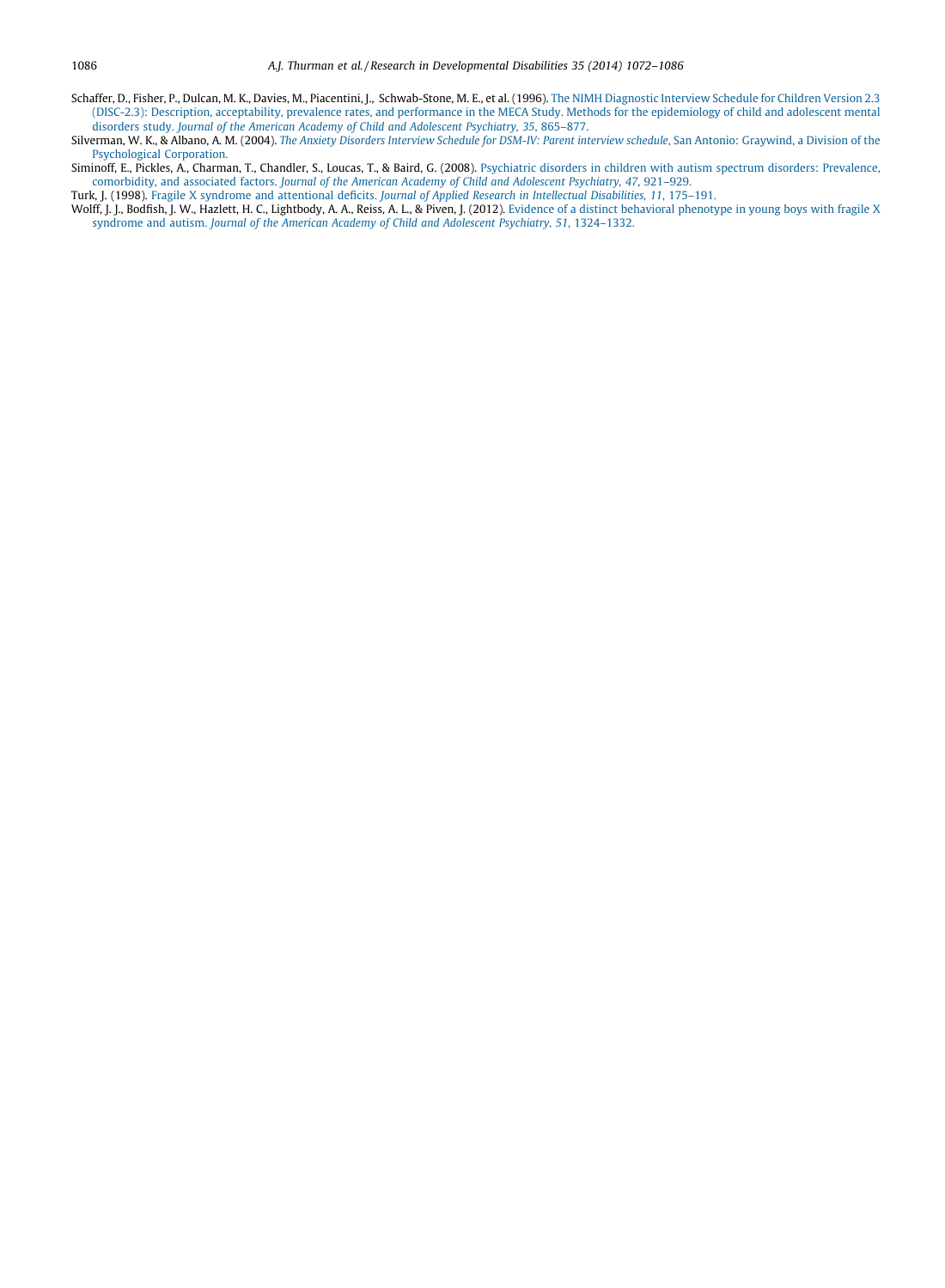Schaffer, D., Fisher, P., Dulcan, M. K., Davies, M., Piacentini, J., Schwab-Stone, M. E., et al. (1996). The NIMH Diagnostic Interview Schedule for Children Version 2.3 (DISC-2.3): Description, acceptability, prevalence rates, and performance in the MECA Study. Methods for the epidemiology of child and adolescent mental disorders study. *Journal of the American Academy of Child and Adolescent Psychiatry, 35*, 865–877.

Silverman, W. K., & Albano, A. M. (2004). *The Anxiety Disorders Interview Schedule for DSM-IV: Parent interview schedule*, San Antonio: Graywind, a Division of the Psychological Corporation.

Siminoff, E., Pickles, A., Charman, T., Chandler, S., Loucas, T., & Baird, G. (2008). Psychiatric disorders in children with autism spectrum disorders: Prevalence, comorbidity, and associated factors. *Journal of the American Academy of Child and Adolescent Psychiatry, 47*, 921–929.

Turk, J. (1998). Fragile X syndrome and attentional deficits. *Journal of Applied Research in Intellectual Disabilities, 11*, 175–191.

Wolff, J. J., Bodfish, J. W., Hazlett, H. C., Lightbody, A. A., Reiss, A. L., & Piven, J. (2012). Evidence of a distinct behavioral phenotype in young boys with fragile X syndrome and autism. *Journal of the American Academy of Child and Adolescent Psychiatry, 51*, 1324–1332.